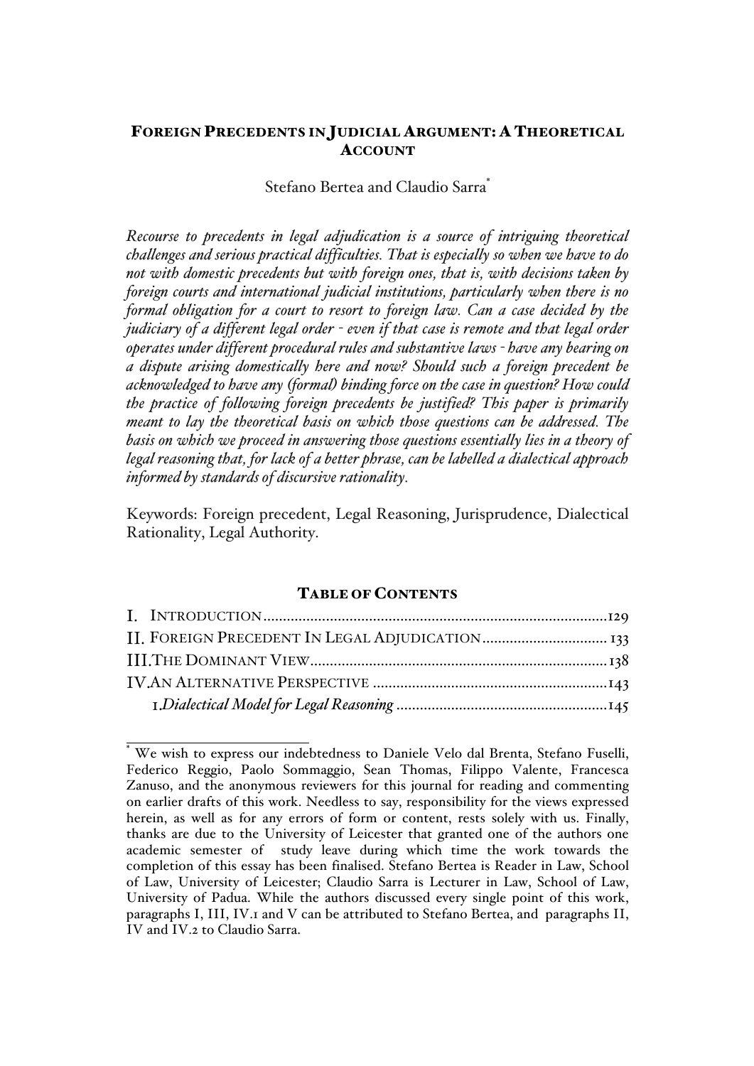# FOREIGN PRECEDENTS IN JUDICIAL ARGUMENT: A THEORETICAL ACCOUNT

Stefano Bertea and Claudio Sarra*

*Recourse to precedents in legal adjudication is a source of intriguing theoretical challenges and serious practical difficulties. That is especially so when we have to do not with domestic precedents but with foreign ones, that is, with decisions taken by foreign courts and international judicial institutions, particularly when there is no formal obligation for a court to resort to foreign law. Can a case decided by the judiciary of a different legal order - even if that case is remote and that legal order operates under different procedural rules and substantive laws - have any bearing on a dispute arising domestically here and now? Should such a foreign precedent be acknowledged to have any (formal) binding force on the case in question? How could the practice of following foreign precedents be justified? This paper is primarily meant to lay the theoretical basis on which those questions can be addressed. The basis on which we proceed in answering those questions essentially lies in a theory of legal reasoning that, for lack of a better phrase, can be labelled a dialectical approach informed by standards of discursive rationality.*

Keywords: Foreign precedent, Legal Reasoning, Jurisprudence, Dialectical Rationality, Legal Authority.

## TABLE OF CONTENTS

I. INTRODUCTION ........................................................................................129
II. FOREIGN PRECEDENT IN LEGAL ADJUDICATION ................................ 133
III. THE DOMINANT VIEW ............................................................................138
IV. AN ALTERNATIVE PERSPECTIVE ............................................................143
 1. *Dialectical Model for Legal Reasoning* ......................................................145

---

* We wish to express our indebtedness to Daniele Velo dal Brenta, Stefano Fuselli, Federico Reggio, Paolo Sommaggio, Sean Thomas, Filippo Valente, Francesca Zanuso, and the anonymous reviewers for this journal for reading and commenting on earlier drafts of this work. Needless to say, responsibility for the views expressed herein, as well as for any errors of form or content, rests solely with us. Finally, thanks are due to the University of Leicester that granted one of the authors one academic semester of study leave during which time the work towards the completion of this essay has been finalised. Stefano Bertea is Reader in Law, School of Law, University of Leicester; Claudio Sarra is Lecturer in Law, School of Law, University of Padua. While the authors discussed every single point of this work, paragraphs I, III, IV.1 and V can be attributed to Stefano Bertea, and paragraphs II, IV and IV.2 to Claudio Sarra.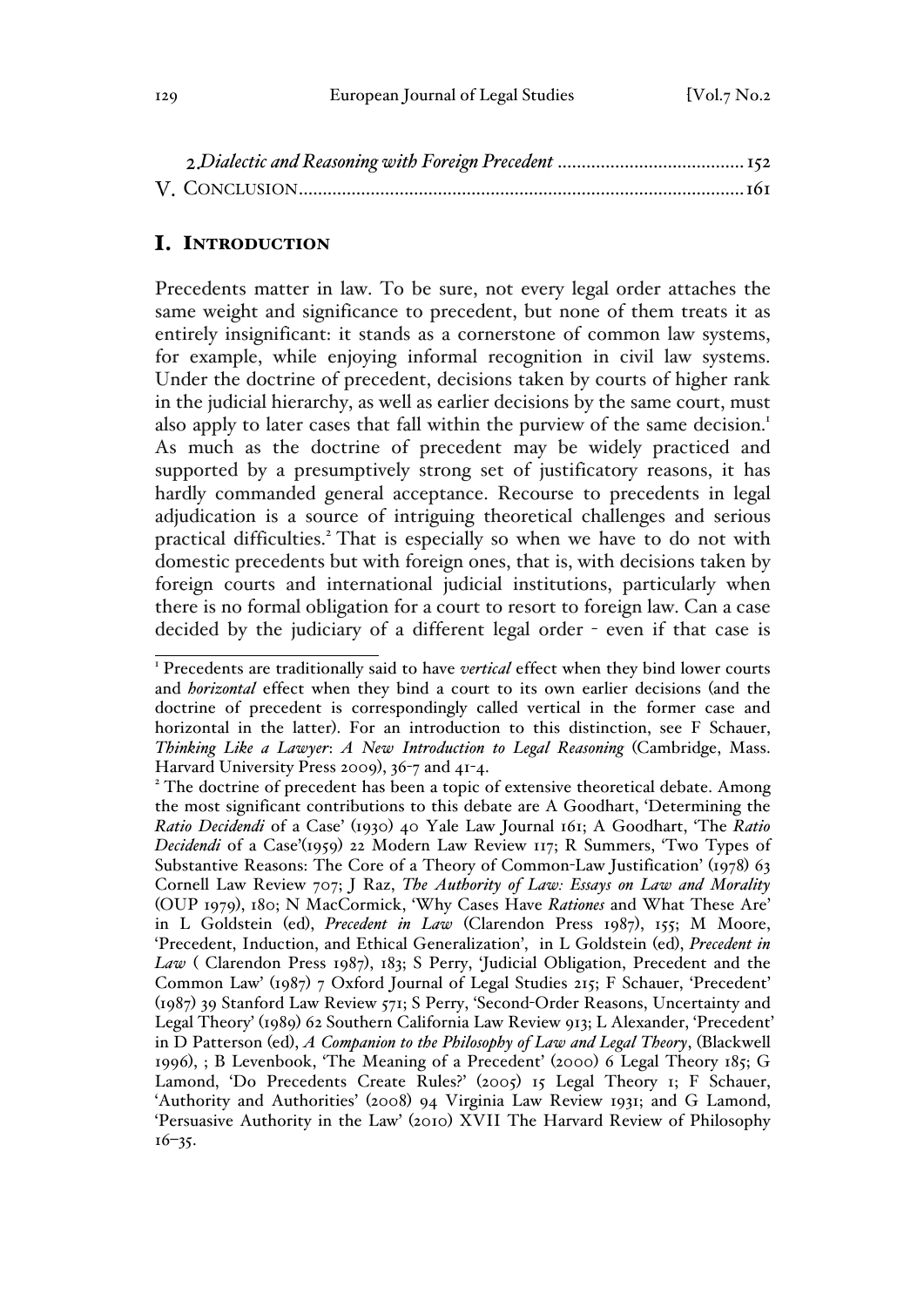2.*Dialectic and Reasoning with Foreign Precedent* ....................................... 152
V. CONCLUSION ............................................................................................ 161

# I. INTRODUCTION

Precedents matter in law. To be sure, not every legal order attaches the same weight and significance to precedent, but none of them treats it as entirely insignificant: it stands as a cornerstone of common law systems, for example, while enjoying informal recognition in civil law systems. Under the doctrine of precedent, decisions taken by courts of higher rank in the judicial hierarchy, as well as earlier decisions by the same court, must also apply to later cases that fall within the purview of the same decision.[1] As much as the doctrine of precedent may be widely practiced and supported by a presumptively strong set of justificatory reasons, it has hardly commanded general acceptance. Recourse to precedents in legal adjudication is a source of intriguing theoretical challenges and serious practical difficulties.[2] That is especially so when we have to do not with domestic precedents but with foreign ones, that is, with decisions taken by foreign courts and international judicial institutions, particularly when there is no formal obligation for a court to resort to foreign law. Can a case decided by the judiciary of a different legal order - even if that case is

---

[1] Precedents are traditionally said to have *vertical* effect when they bind lower courts and *horizontal* effect when they bind a court to its own earlier decisions (and the doctrine of precedent is correspondingly called vertical in the former case and horizontal in the latter). For an introduction to this distinction, see F Schauer, *Thinking Like a Lawyer*: *A New Introduction to Legal Reasoning* (Cambridge, Mass. Harvard University Press 2009), 36-7 and 41-4.

[2] The doctrine of precedent has been a topic of extensive theoretical debate. Among the most significant contributions to this debate are A Goodhart, 'Determining the *Ratio Decidendi* of a Case' (1930) 40 Yale Law Journal 161; A Goodhart, 'The *Ratio Decidendi* of a Case'(1959) 22 Modern Law Review 117; R Summers, 'Two Types of Substantive Reasons: The Core of a Theory of Common-Law Justification' (1978) 63 Cornell Law Review 707; J Raz, *The Authority of Law: Essays on Law and Morality* (OUP 1979), 180; N MacCormick, 'Why Cases Have *Rationes* and What These Are' in L Goldstein (ed), *Precedent in Law* (Clarendon Press 1987), 155; M Moore, 'Precedent, Induction, and Ethical Generalization', in L Goldstein (ed), *Precedent in Law* ( Clarendon Press 1987), 183; S Perry, 'Judicial Obligation, Precedent and the Common Law' (1987) 7 Oxford Journal of Legal Studies 215; F Schauer, 'Precedent' (1987) 39 Stanford Law Review 571; S Perry, 'Second-Order Reasons, Uncertainty and Legal Theory' (1989) 62 Southern California Law Review 913; L Alexander, 'Precedent' in D Patterson (ed), *A Companion to the Philosophy of Law and Legal Theory*, (Blackwell 1996), ; B Levenbook, 'The Meaning of a Precedent' (2000) 6 Legal Theory 185; G Lamond, 'Do Precedents Create Rules?' (2005) 15 Legal Theory 1; F Schauer, 'Authority and Authorities' (2008) 94 Virginia Law Review 1931; and G Lamond, 'Persuasive Authority in the Law' (2010) XVII The Harvard Review of Philosophy 16–35.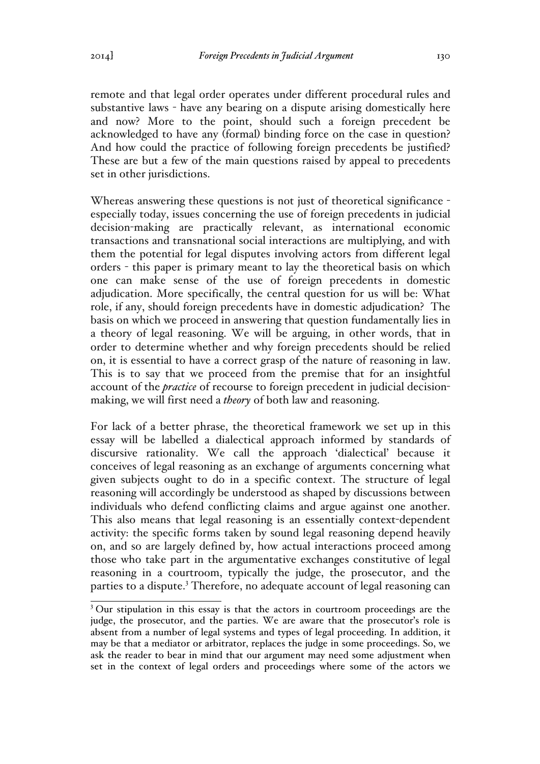remote and that legal order operates under different procedural rules and substantive laws - have any bearing on a dispute arising domestically here and now? More to the point, should such a foreign precedent be acknowledged to have any (formal) binding force on the case in question? And how could the practice of following foreign precedents be justified? These are but a few of the main questions raised by appeal to precedents set in other jurisdictions.

Whereas answering these questions is not just of theoretical significance - especially today, issues concerning the use of foreign precedents in judicial decision-making are practically relevant, as international economic transactions and transnational social interactions are multiplying, and with them the potential for legal disputes involving actors from different legal orders - this paper is primary meant to lay the theoretical basis on which one can make sense of the use of foreign precedents in domestic adjudication. More specifically, the central question for us will be: What role, if any, should foreign precedents have in domestic adjudication? The basis on which we proceed in answering that question fundamentally lies in a theory of legal reasoning. We will be arguing, in other words, that in order to determine whether and why foreign precedents should be relied on, it is essential to have a correct grasp of the nature of reasoning in law. This is to say that we proceed from the premise that for an insightful account of the *practice* of recourse to foreign precedent in judicial decision-making, we will first need a *theory* of both law and reasoning.

For lack of a better phrase, the theoretical framework we set up in this essay will be labelled a dialectical approach informed by standards of discursive rationality. We call the approach 'dialectical' because it conceives of legal reasoning as an exchange of arguments concerning what given subjects ought to do in a specific context. The structure of legal reasoning will accordingly be understood as shaped by discussions between individuals who defend conflicting claims and argue against one another. This also means that legal reasoning is an essentially context-dependent activity: the specific forms taken by sound legal reasoning depend heavily on, and so are largely defined by, how actual interactions proceed among those who take part in the argumentative exchanges constitutive of legal reasoning in a courtroom, typically the judge, the prosecutor, and the parties to a dispute.[3] Therefore, no adequate account of legal reasoning can

[3] Our stipulation in this essay is that the actors in courtroom proceedings are the judge, the prosecutor, and the parties. We are aware that the prosecutor's role is absent from a number of legal systems and types of legal proceeding. In addition, it may be that a mediator or arbitrator, replaces the judge in some proceedings. So, we ask the reader to bear in mind that our argument may need some adjustment when set in the context of legal orders and proceedings where some of the actors we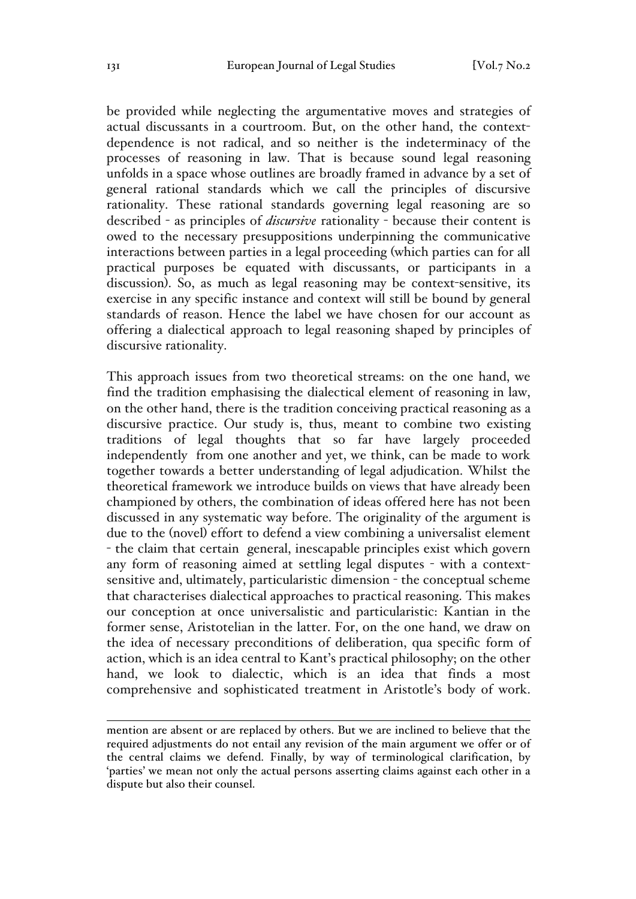be provided while neglecting the argumentative moves and strategies of actual discussants in a courtroom. But, on the other hand, the context-dependence is not radical, and so neither is the indeterminacy of the processes of reasoning in law. That is because sound legal reasoning unfolds in a space whose outlines are broadly framed in advance by a set of general rational standards which we call the principles of discursive rationality. These rational standards governing legal reasoning are so described - as principles of *discursive* rationality - because their content is owed to the necessary presuppositions underpinning the communicative interactions between parties in a legal proceeding (which parties can for all practical purposes be equated with discussants, or participants in a discussion). So, as much as legal reasoning may be context-sensitive, its exercise in any specific instance and context will still be bound by general standards of reason. Hence the label we have chosen for our account as offering a dialectical approach to legal reasoning shaped by principles of discursive rationality.

This approach issues from two theoretical streams: on the one hand, we find the tradition emphasising the dialectical element of reasoning in law, on the other hand, there is the tradition conceiving practical reasoning as a discursive practice. Our study is, thus, meant to combine two existing traditions of legal thoughts that so far have largely proceeded independently from one another and yet, we think, can be made to work together towards a better understanding of legal adjudication. Whilst the theoretical framework we introduce builds on views that have already been championed by others, the combination of ideas offered here has not been discussed in any systematic way before. The originality of the argument is due to the (novel) effort to defend a view combining a universalist element - the claim that certain general, inescapable principles exist which govern any form of reasoning aimed at settling legal disputes - with a context-sensitive and, ultimately, particularistic dimension - the conceptual scheme that characterises dialectical approaches to practical reasoning. This makes our conception at once universalistic and particularistic: Kantian in the former sense, Aristotelian in the latter. For, on the one hand, we draw on the idea of necessary preconditions of deliberation, qua specific form of action, which is an idea central to Kant's practical philosophy; on the other hand, we look to dialectic, which is an idea that finds a most comprehensive and sophisticated treatment in Aristotle's body of work.

---

mention are absent or are replaced by others. But we are inclined to believe that the required adjustments do not entail any revision of the main argument we offer or of the central claims we defend. Finally, by way of terminological clarification, by 'parties' we mean not only the actual persons asserting claims against each other in a dispute but also their counsel.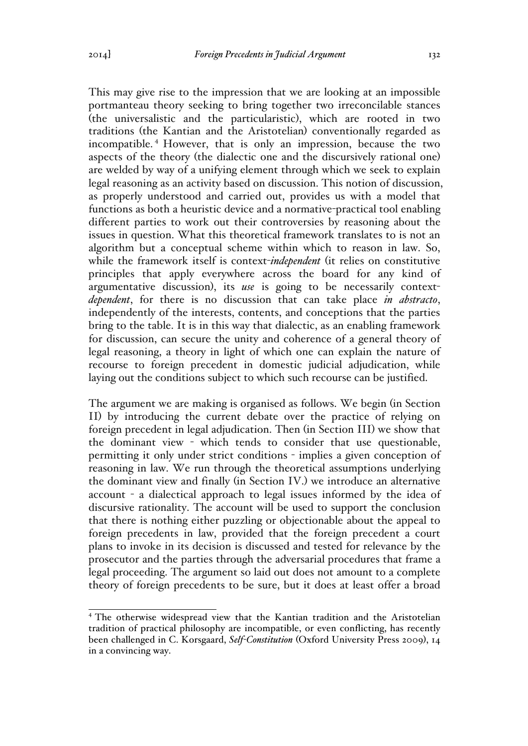This may give rise to the impression that we are looking at an impossible portmanteau theory seeking to bring together two irreconcilable stances (the universalistic and the particularistic), which are rooted in two traditions (the Kantian and the Aristotelian) conventionally regarded as incompatible.[4] However, that is only an impression, because the two aspects of the theory (the dialectic one and the discursively rational one) are welded by way of a unifying element through which we seek to explain legal reasoning as an activity based on discussion. This notion of discussion, as properly understood and carried out, provides us with a model that functions as both a heuristic device and a normative-practical tool enabling different parties to work out their controversies by reasoning about the issues in question. What this theoretical framework translates to is not an algorithm but a conceptual scheme within which to reason in law. So, while the framework itself is context-*independent* (it relies on constitutive principles that apply everywhere across the board for any kind of argumentative discussion), its *use* is going to be necessarily context-*dependent*, for there is no discussion that can take place *in abstracto*, independently of the interests, contents, and conceptions that the parties bring to the table. It is in this way that dialectic, as an enabling framework for discussion, can secure the unity and coherence of a general theory of legal reasoning, a theory in light of which one can explain the nature of recourse to foreign precedent in domestic judicial adjudication, while laying out the conditions subject to which such recourse can be justified.

The argument we are making is organised as follows. We begin (in Section II) by introducing the current debate over the practice of relying on foreign precedent in legal adjudication. Then (in Section III) we show that the dominant view - which tends to consider that use questionable, permitting it only under strict conditions - implies a given conception of reasoning in law. We run through the theoretical assumptions underlying the dominant view and finally (in Section IV.) we introduce an alternative account - a dialectical approach to legal issues informed by the idea of discursive rationality. The account will be used to support the conclusion that there is nothing either puzzling or objectionable about the appeal to foreign precedents in law, provided that the foreign precedent a court plans to invoke in its decision is discussed and tested for relevance by the prosecutor and the parties through the adversarial procedures that frame a legal proceeding. The argument so laid out does not amount to a complete theory of foreign precedents to be sure, but it does at least offer a broad

[4] The otherwise widespread view that the Kantian tradition and the Aristotelian tradition of practical philosophy are incompatible, or even conflicting, has recently been challenged in C. Korsgaard, *Self-Constitution* (Oxford University Press 2009), 14 in a convincing way.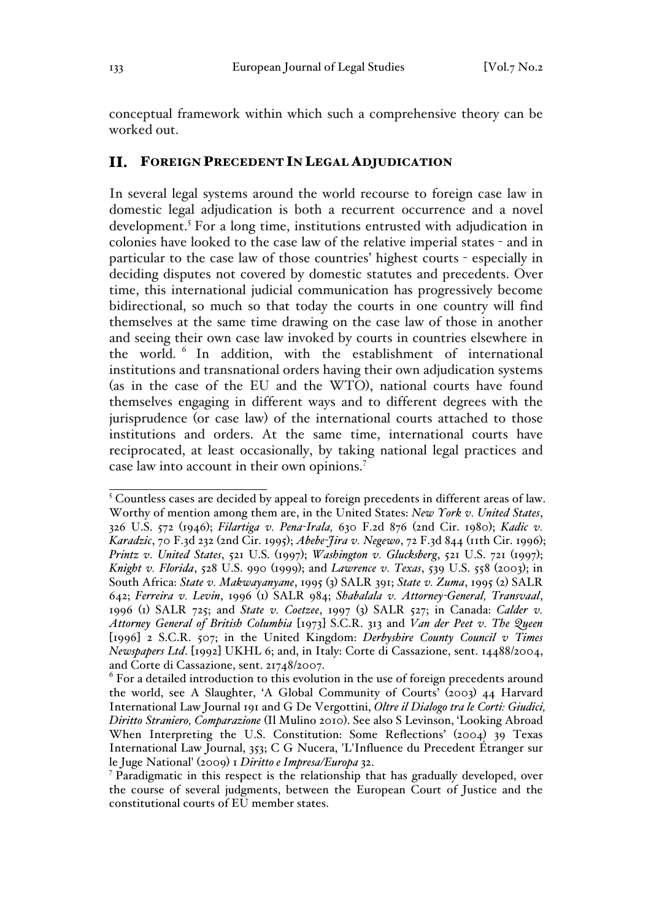conceptual framework within which such a comprehensive theory can be worked out.

## II. FOREIGN PRECEDENT IN LEGAL ADJUDICATION

In several legal systems around the world recourse to foreign case law in domestic legal adjudication is both a recurrent occurrence and a novel development.[5] For a long time, institutions entrusted with adjudication in colonies have looked to the case law of the relative imperial states - and in particular to the case law of those countries' highest courts - especially in deciding disputes not covered by domestic statutes and precedents. Over time, this international judicial communication has progressively become bidirectional, so much so that today the courts in one country will find themselves at the same time drawing on the case law of those in another and seeing their own case law invoked by courts in countries elsewhere in the world.[6] In addition, with the establishment of international institutions and transnational orders having their own adjudication systems (as in the case of the EU and the WTO), national courts have found themselves engaging in different ways and to different degrees with the jurisprudence (or case law) of the international courts attached to those institutions and orders. At the same time, international courts have reciprocated, at least occasionally, by taking national legal practices and case law into account in their own opinions.[7]

[5] Countless cases are decided by appeal to foreign precedents in different areas of law. Worthy of mention among them are, in the United States: *New York v. United States*, 326 U.S. 572 (1946); *Filartiga v. Pena-Irala,* 630 F.2d 876 (2nd Cir. 1980); *Kadic v. Karadzic*, 70 F.3d 232 (2nd Cir. 1995); *Abebe-Jira v. Negewo*, 72 F.3d 844 (11th Cir. 1996); *Printz v. United States*, 521 U.S. (1997); *Washington v. Glucksberg*, 521 U.S. 721 (1997); *Knight v. Florida*, 528 U.S. 990 (1999); and *Lawrence v. Texas*, 539 U.S. 558 (2003); in South Africa: *State v. Makwayanyane*, 1995 (3) SALR 391; *State v. Zuma*, 1995 (2) SALR 642; *Ferreira v. Levin*, 1996 (1) SALR 984; *Shabalala v. Attorney-General, Transvaal*, 1996 (1) SALR 725; and *State v. Coetzee*, 1997 (3) SALR 527; in Canada: *Calder v. Attorney General of British Columbia* [1973] S.C.R. 313 and *Van der Peet v. The Queen* [1996] 2 S.C.R. 507; in the United Kingdom: *Derbyshire County Council v Times Newspapers Ltd*. [1992] UKHL 6; and, in Italy: Corte di Cassazione, sent. 14488/2004, and Corte di Cassazione, sent. 21748/2007.

[6] For a detailed introduction to this evolution in the use of foreign precedents around the world, see A Slaughter, 'A Global Community of Courts' (2003) 44 Harvard International Law Journal 191 and G De Vergottini, *Oltre il Dialogo tra le Corti: Giudici, Diritto Straniero, Comparazione* (Il Mulino 2010). See also S Levinson, 'Looking Abroad When Interpreting the U.S. Constitution: Some Reflections' (2004) 39 Texas International Law Journal, 353; C G Nucera, 'L'Influence du Precedent Étranger sur le Juge National' (2009) 1 *Diritto e Impresa/Europa* 32.

[7] Paradigmatic in this respect is the relationship that has gradually developed, over the course of several judgments, between the European Court of Justice and the constitutional courts of EU member states.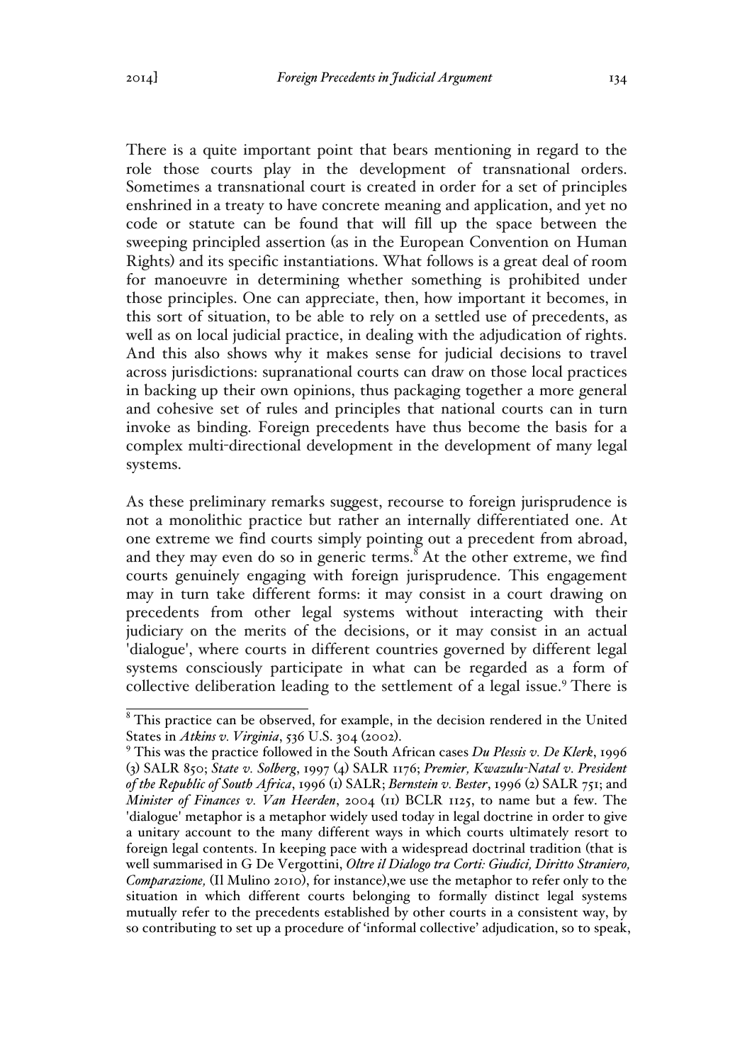There is a quite important point that bears mentioning in regard to the role those courts play in the development of transnational orders. Sometimes a transnational court is created in order for a set of principles enshrined in a treaty to have concrete meaning and application, and yet no code or statute can be found that will fill up the space between the sweeping principled assertion (as in the European Convention on Human Rights) and its specific instantiations. What follows is a great deal of room for manoeuvre in determining whether something is prohibited under those principles. One can appreciate, then, how important it becomes, in this sort of situation, to be able to rely on a settled use of precedents, as well as on local judicial practice, in dealing with the adjudication of rights. And this also shows why it makes sense for judicial decisions to travel across jurisdictions: supranational courts can draw on those local practices in backing up their own opinions, thus packaging together a more general and cohesive set of rules and principles that national courts can in turn invoke as binding. Foreign precedents have thus become the basis for a complex multi-directional development in the development of many legal systems.

As these preliminary remarks suggest, recourse to foreign jurisprudence is not a monolithic practice but rather an internally differentiated one. At one extreme we find courts simply pointing out a precedent from abroad, and they may even do so in generic terms.[8] At the other extreme, we find courts genuinely engaging with foreign jurisprudence. This engagement may in turn take different forms: it may consist in a court drawing on precedents from other legal systems without interacting with their judiciary on the merits of the decisions, or it may consist in an actual 'dialogue', where courts in different countries governed by different legal systems consciously participate in what can be regarded as a form of collective deliberation leading to the settlement of a legal issue.[9] There is

---

[8] This practice can be observed, for example, in the decision rendered in the United States in *Atkins v. Virginia*, 536 U.S. 304 (2002).

[9] This was the practice followed in the South African cases *Du Plessis v. De Klerk*, 1996 (3) SALR 850; *State v. Solberg*, 1997 (4) SALR 1176; *Premier, Kwazulu-Natal v. President of the Republic of South Africa*, 1996 (1) SALR; *Bernstein v. Bester*, 1996 (2) SALR 751; and *Minister of Finances v. Van Heerden*, 2004 (11) BCLR 1125, to name but a few. The 'dialogue' metaphor is a metaphor widely used today in legal doctrine in order to give a unitary account to the many different ways in which courts ultimately resort to foreign legal contents. In keeping pace with a widespread doctrinal tradition (that is well summarised in G De Vergottini, *Oltre il Dialogo tra Corti: Giudici, Diritto Straniero, Comparazione,* (Il Mulino 2010), for instance),we use the metaphor to refer only to the situation in which different courts belonging to formally distinct legal systems mutually refer to the precedents established by other courts in a consistent way, by so contributing to set up a procedure of 'informal collective' adjudication, so to speak,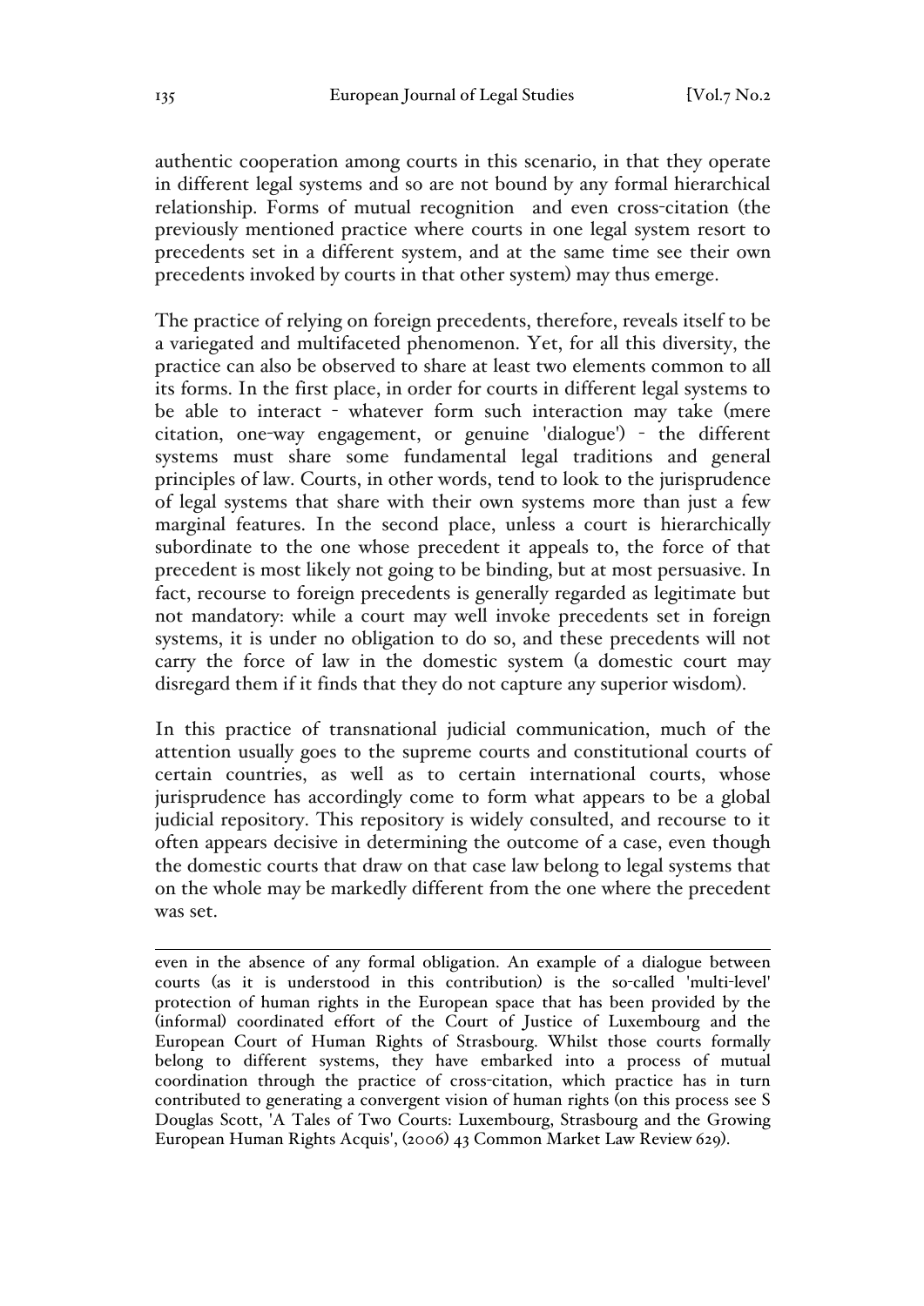authentic cooperation among courts in this scenario, in that they operate in different legal systems and so are not bound by any formal hierarchical relationship. Forms of mutual recognition  and even cross-citation (the previously mentioned practice where courts in one legal system resort to precedents set in a different system, and at the same time see their own precedents invoked by courts in that other system) may thus emerge.

The practice of relying on foreign precedents, therefore, reveals itself to be a variegated and multifaceted phenomenon. Yet, for all this diversity, the practice can also be observed to share at least two elements common to all its forms. In the first place, in order for courts in different legal systems to be able to interact - whatever form such interaction may take (mere citation, one-way engagement, or genuine 'dialogue') - the different systems must share some fundamental legal traditions and general principles of law. Courts, in other words, tend to look to the jurisprudence of legal systems that share with their own systems more than just a few marginal features. In the second place, unless a court is hierarchically subordinate to the one whose precedent it appeals to, the force of that precedent is most likely not going to be binding, but at most persuasive. In fact, recourse to foreign precedents is generally regarded as legitimate but not mandatory: while a court may well invoke precedents set in foreign systems, it is under no obligation to do so, and these precedents will not carry the force of law in the domestic system (a domestic court may disregard them if it finds that they do not capture any superior wisdom).

In this practice of transnational judicial communication, much of the attention usually goes to the supreme courts and constitutional courts of certain countries, as well as to certain international courts, whose jurisprudence has accordingly come to form what appears to be a global judicial repository. This repository is widely consulted, and recourse to it often appears decisive in determining the outcome of a case, even though the domestic courts that draw on that case law belong to legal systems that on the whole may be markedly different from the one where the precedent was set.

---

even in the absence of any formal obligation. An example of a dialogue between courts (as it is understood in this contribution) is the so-called 'multi-level' protection of human rights in the European space that has been provided by the (informal) coordinated effort of the Court of Justice of Luxembourg and the European Court of Human Rights of Strasbourg. Whilst those courts formally belong to different systems, they have embarked into a process of mutual coordination through the practice of cross-citation, which practice has in turn contributed to generating a convergent vision of human rights (on this process see S Douglas Scott, 'A Tales of Two Courts: Luxembourg, Strasbourg and the Growing European Human Rights Acquis', (2006) 43 Common Market Law Review 629).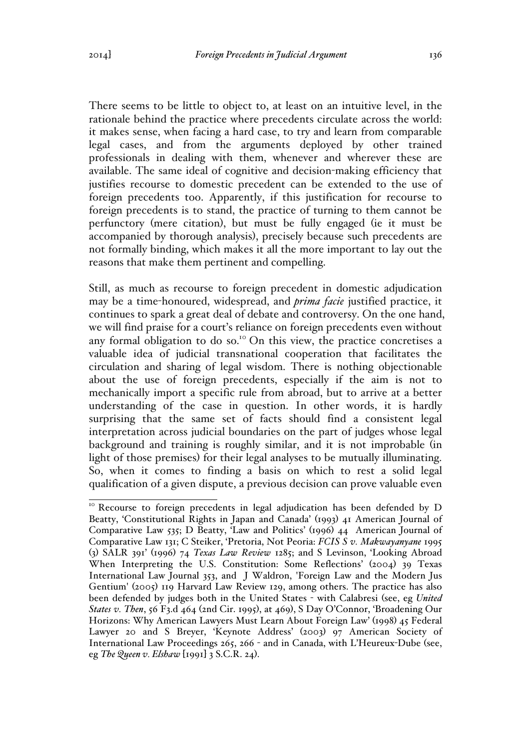There seems to be little to object to, at least on an intuitive level, in the rationale behind the practice where precedents circulate across the world: it makes sense, when facing a hard case, to try and learn from comparable legal cases, and from the arguments deployed by other trained professionals in dealing with them, whenever and wherever these are available. The same ideal of cognitive and decision-making efficiency that justifies recourse to domestic precedent can be extended to the use of foreign precedents too. Apparently, if this justification for recourse to foreign precedents is to stand, the practice of turning to them cannot be perfunctory (mere citation), but must be fully engaged (ie it must be accompanied by thorough analysis), precisely because such precedents are not formally binding, which makes it all the more important to lay out the reasons that make them pertinent and compelling.

Still, as much as recourse to foreign precedent in domestic adjudication may be a time-honoured, widespread, and *prima facie* justified practice, it continues to spark a great deal of debate and controversy. On the one hand, we will find praise for a court's reliance on foreign precedents even without any formal obligation to do so.[10] On this view, the practice concretises a valuable idea of judicial transnational cooperation that facilitates the circulation and sharing of legal wisdom. There is nothing objectionable about the use of foreign precedents, especially if the aim is not to mechanically import a specific rule from abroad, but to arrive at a better understanding of the case in question. In other words, it is hardly surprising that the same set of facts should find a consistent legal interpretation across judicial boundaries on the part of judges whose legal background and training is roughly similar, and it is not improbable (in light of those premises) for their legal analyses to be mutually illuminating. So, when it comes to finding a basis on which to rest a solid legal qualification of a given dispute, a previous decision can prove valuable even

---

[10] Recourse to foreign precedents in legal adjudication has been defended by D Beatty, 'Constitutional Rights in Japan and Canada' (1993) 41 American Journal of Comparative Law 535; D Beatty, 'Law and Politics' (1996) 44 American Journal of Comparative Law 131; C Steiker, 'Pretoria, Not Peoria: *FCIS S v. Makwayanyane* 1995 (3) SALR 391' (1996) 74 *Texas Law Review* 1285; and S Levinson, 'Looking Abroad When Interpreting the U.S. Constitution: Some Reflections' (2004) 39 Texas International Law Journal 353, and J Waldron, 'Foreign Law and the Modern Jus Gentium' (2005) 119 Harvard Law Review 129, among others. The practice has also been defended by judges both in the United States - with Calabresi (see, eg *United States v. Then*, 56 F3.d 464 (2nd Cir. 1995), at 469), S Day O'Connor, 'Broadening Our Horizons: Why American Lawyers Must Learn About Foreign Law' (1998) 45 Federal Lawyer 20 and S Breyer, 'Keynote Address' (2003) 97 American Society of International Law Proceedings 265, 266 - and in Canada, with L'Heureux-Dube (see, eg *The Queen v. Elshaw* [1991] 3 S.C.R. 24).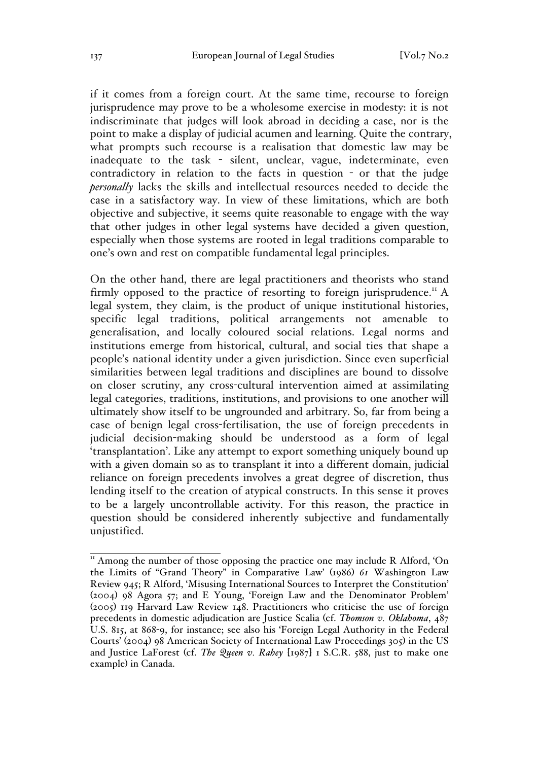if it comes from a foreign court. At the same time, recourse to foreign jurisprudence may prove to be a wholesome exercise in modesty: it is not indiscriminate that judges will look abroad in deciding a case, nor is the point to make a display of judicial acumen and learning. Quite the contrary, what prompts such recourse is a realisation that domestic law may be inadequate to the task - silent, unclear, vague, indeterminate, even contradictory in relation to the facts in question - or that the judge *personally* lacks the skills and intellectual resources needed to decide the case in a satisfactory way. In view of these limitations, which are both objective and subjective, it seems quite reasonable to engage with the way that other judges in other legal systems have decided a given question, especially when those systems are rooted in legal traditions comparable to one's own and rest on compatible fundamental legal principles.

On the other hand, there are legal practitioners and theorists who stand firmly opposed to the practice of resorting to foreign jurisprudence.[11] A legal system, they claim, is the product of unique institutional histories, specific legal traditions, political arrangements not amenable to generalisation, and locally coloured social relations. Legal norms and institutions emerge from historical, cultural, and social ties that shape a people's national identity under a given jurisdiction. Since even superficial similarities between legal traditions and disciplines are bound to dissolve on closer scrutiny, any cross-cultural intervention aimed at assimilating legal categories, traditions, institutions, and provisions to one another will ultimately show itself to be ungrounded and arbitrary. So, far from being a case of benign legal cross-fertilisation, the use of foreign precedents in judicial decision-making should be understood as a form of legal 'transplantation'. Like any attempt to export something uniquely bound up with a given domain so as to transplant it into a different domain, judicial reliance on foreign precedents involves a great degree of discretion, thus lending itself to the creation of atypical constructs. In this sense it proves to be a largely uncontrollable activity. For this reason, the practice in question should be considered inherently subjective and fundamentally unjustified.

[11] Among the number of those opposing the practice one may include R Alford, 'On the Limits of "Grand Theory" in Comparative Law' (1986) *61* Washington Law Review 945; R Alford, 'Misusing International Sources to Interpret the Constitution' (2004) 98 Agora 57; and E Young, 'Foreign Law and the Denominator Problem' (2005) 119 Harvard Law Review 148. Practitioners who criticise the use of foreign precedents in domestic adjudication are Justice Scalia (cf. *Thomson v. Oklahoma*, 487 U.S. 815, at 868-9, for instance; see also his 'Foreign Legal Authority in the Federal Courts' (2004) 98 American Society of International Law Proceedings 305) in the US and Justice LaForest (cf. *The Queen v. Rahey* [1987] 1 S.C.R. 588, just to make one example) in Canada.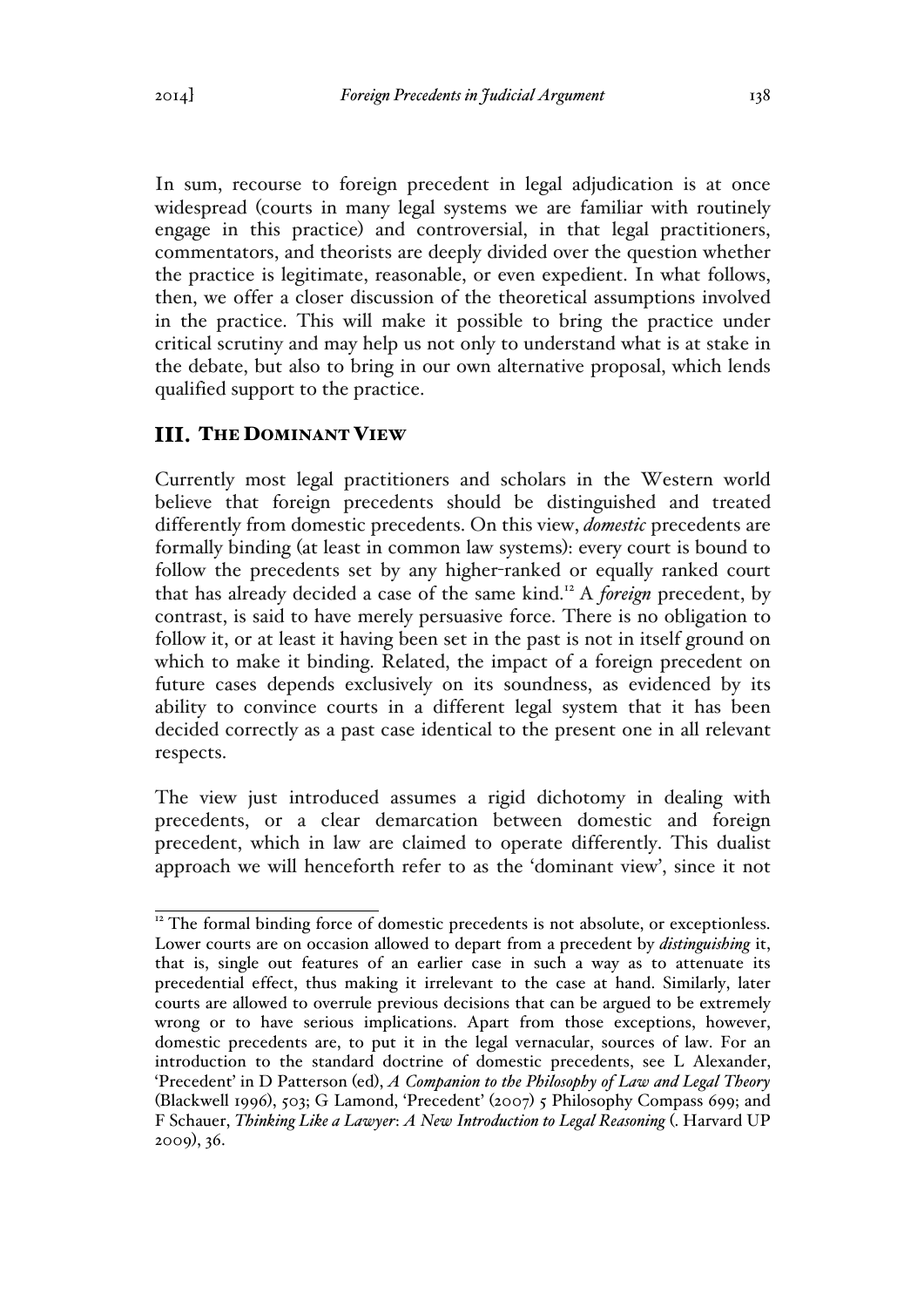In sum, recourse to foreign precedent in legal adjudication is at once widespread (courts in many legal systems we are familiar with routinely engage in this practice) and controversial, in that legal practitioners, commentators, and theorists are deeply divided over the question whether the practice is legitimate, reasonable, or even expedient. In what follows, then, we offer a closer discussion of the theoretical assumptions involved in the practice. This will make it possible to bring the practice under critical scrutiny and may help us not only to understand what is at stake in the debate, but also to bring in our own alternative proposal, which lends qualified support to the practice.

## III. The Dominant View

Currently most legal practitioners and scholars in the Western world believe that foreign precedents should be distinguished and treated differently from domestic precedents. On this view, ***domestic*** precedents are formally binding (at least in common law systems): every court is bound to follow the precedents set by any higher-ranked or equally ranked court that has already decided a case of the same kind.[12] A ***foreign*** precedent, by contrast, is said to have merely persuasive force. There is no obligation to follow it, or at least it having been set in the past is not in itself ground on which to make it binding. Related, the impact of a foreign precedent on future cases depends exclusively on its soundness, as evidenced by its ability to convince courts in a different legal system that it has been decided correctly as a past case identical to the present one in all relevant respects.

The view just introduced assumes a rigid dichotomy in dealing with precedents, or a clear demarcation between domestic and foreign precedent, which in law are claimed to operate differently. This dualist approach we will henceforth refer to as the 'dominant view', since it not

---

[12] The formal binding force of domestic precedents is not absolute, or exceptionless. Lower courts are on occasion allowed to depart from a precedent by ***distinguishing*** it, that is, single out features of an earlier case in such a way as to attenuate its precedential effect, thus making it irrelevant to the case at hand. Similarly, later courts are allowed to overrule previous decisions that can be argued to be extremely wrong or to have serious implications. Apart from those exceptions, however, domestic precedents are, to put it in the legal vernacular, sources of law. For an introduction to the standard doctrine of domestic precedents, see L Alexander, 'Precedent' in D Patterson (ed), *A Companion to the Philosophy of Law and Legal Theory* (Blackwell 1996), 503; G Lamond, 'Precedent' (2007) 5 Philosophy Compass 699; and F Schauer, *Thinking Like a Lawyer*: *A New Introduction to Legal Reasoning* (. Harvard UP 2009), 36.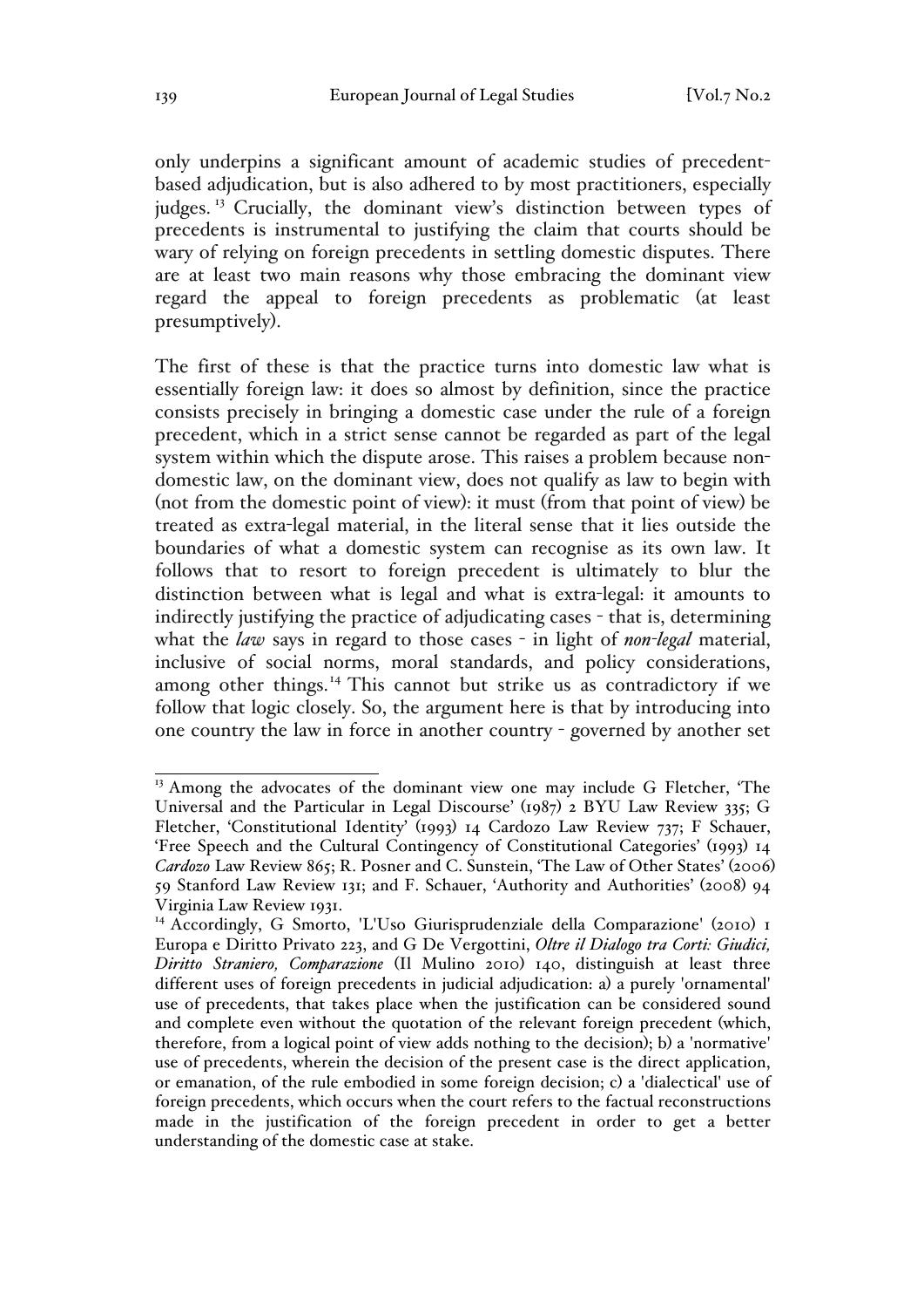only underpins a significant amount of academic studies of precedent-based adjudication, but is also adhered to by most practitioners, especially judges.[13] Crucially, the dominant view's distinction between types of precedents is instrumental to justifying the claim that courts should be wary of relying on foreign precedents in settling domestic disputes. There are at least two main reasons why those embracing the dominant view regard the appeal to foreign precedents as problematic (at least presumptively).

The first of these is that the practice turns into domestic law what is essentially foreign law: it does so almost by definition, since the practice consists precisely in bringing a domestic case under the rule of a foreign precedent, which in a strict sense cannot be regarded as part of the legal system within which the dispute arose. This raises a problem because non-domestic law, on the dominant view, does not qualify as law to begin with (not from the domestic point of view): it must (from that point of view) be treated as extra-legal material, in the literal sense that it lies outside the boundaries of what a domestic system can recognise as its own law. It follows that to resort to foreign precedent is ultimately to blur the distinction between what is legal and what is extra-legal: it amounts to indirectly justifying the practice of adjudicating cases - that is, determining what the *law* says in regard to those cases - in light of *non-legal* material, inclusive of social norms, moral standards, and policy considerations, among other things.[14] This cannot but strike us as contradictory if we follow that logic closely. So, the argument here is that by introducing into one country the law in force in another country - governed by another set

---

[13] Among the advocates of the dominant view one may include G Fletcher, 'The Universal and the Particular in Legal Discourse' (1987) 2 BYU Law Review 335; G Fletcher, 'Constitutional Identity' (1993) 14 Cardozo Law Review 737; F Schauer, 'Free Speech and the Cultural Contingency of Constitutional Categories' (1993) 14 *Cardozo* Law Review 865; R. Posner and C. Sunstein, 'The Law of Other States' (2006) 59 Stanford Law Review 131; and F. Schauer, 'Authority and Authorities' (2008) 94 Virginia Law Review 1931.

[14] Accordingly, G Smorto, 'L'Uso Giurisprudenziale della Comparazione' (2010) 1 Europa e Diritto Privato 223, and G De Vergottini, *Oltre il Dialogo tra Corti: Giudici, Diritto Straniero, Comparazione* (Il Mulino 2010) 140, distinguish at least three different uses of foreign precedents in judicial adjudication: a) a purely 'ornamental' use of precedents, that takes place when the justification can be considered sound and complete even without the quotation of the relevant foreign precedent (which, therefore, from a logical point of view adds nothing to the decision); b) a 'normative' use of precedents, wherein the decision of the present case is the direct application, or emanation, of the rule embodied in some foreign decision; c) a 'dialectical' use of foreign precedents, which occurs when the court refers to the factual reconstructions made in the justification of the foreign precedent in order to get a better understanding of the domestic case at stake.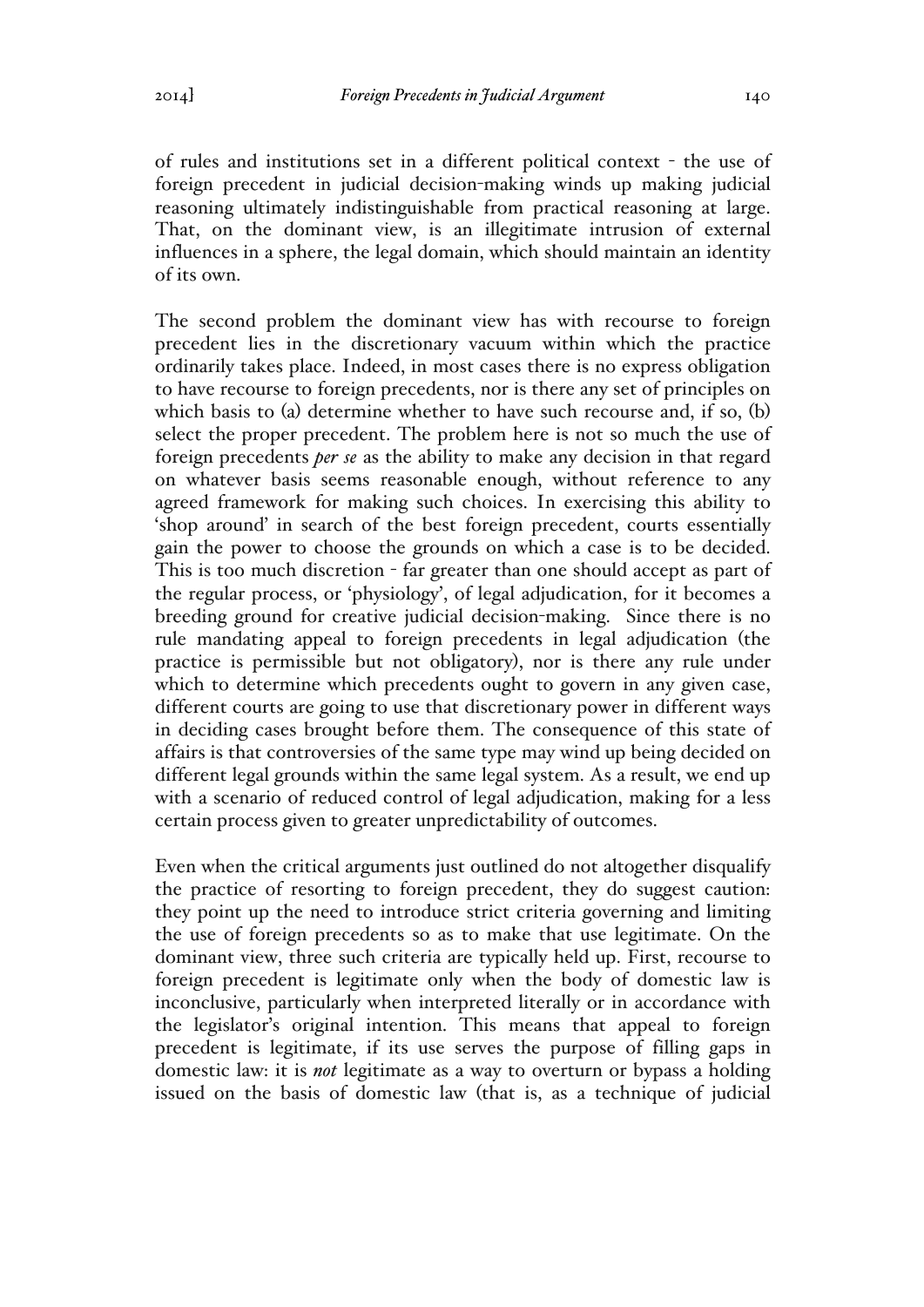of rules and institutions set in a different political context - the use of foreign precedent in judicial decision-making winds up making judicial reasoning ultimately indistinguishable from practical reasoning at large. That, on the dominant view, is an illegitimate intrusion of external influences in a sphere, the legal domain, which should maintain an identity of its own.

The second problem the dominant view has with recourse to foreign precedent lies in the discretionary vacuum within which the practice ordinarily takes place. Indeed, in most cases there is no express obligation to have recourse to foreign precedents, nor is there any set of principles on which basis to (a) determine whether to have such recourse and, if so, (b) select the proper precedent. The problem here is not so much the use of foreign precedents *per se* as the ability to make any decision in that regard on whatever basis seems reasonable enough, without reference to any agreed framework for making such choices. In exercising this ability to 'shop around' in search of the best foreign precedent, courts essentially gain the power to choose the grounds on which a case is to be decided. This is too much discretion - far greater than one should accept as part of the regular process, or 'physiology', of legal adjudication, for it becomes a breeding ground for creative judicial decision-making. Since there is no rule mandating appeal to foreign precedents in legal adjudication (the practice is permissible but not obligatory), nor is there any rule under which to determine which precedents ought to govern in any given case, different courts are going to use that discretionary power in different ways in deciding cases brought before them. The consequence of this state of affairs is that controversies of the same type may wind up being decided on different legal grounds within the same legal system. As a result, we end up with a scenario of reduced control of legal adjudication, making for a less certain process given to greater unpredictability of outcomes.

Even when the critical arguments just outlined do not altogether disqualify the practice of resorting to foreign precedent, they do suggest caution: they point up the need to introduce strict criteria governing and limiting the use of foreign precedents so as to make that use legitimate. On the dominant view, three such criteria are typically held up. First, recourse to foreign precedent is legitimate only when the body of domestic law is inconclusive, particularly when interpreted literally or in accordance with the legislator's original intention. This means that appeal to foreign precedent is legitimate, if its use serves the purpose of filling gaps in domestic law: it is *not* legitimate as a way to overturn or bypass a holding issued on the basis of domestic law (that is, as a technique of judicial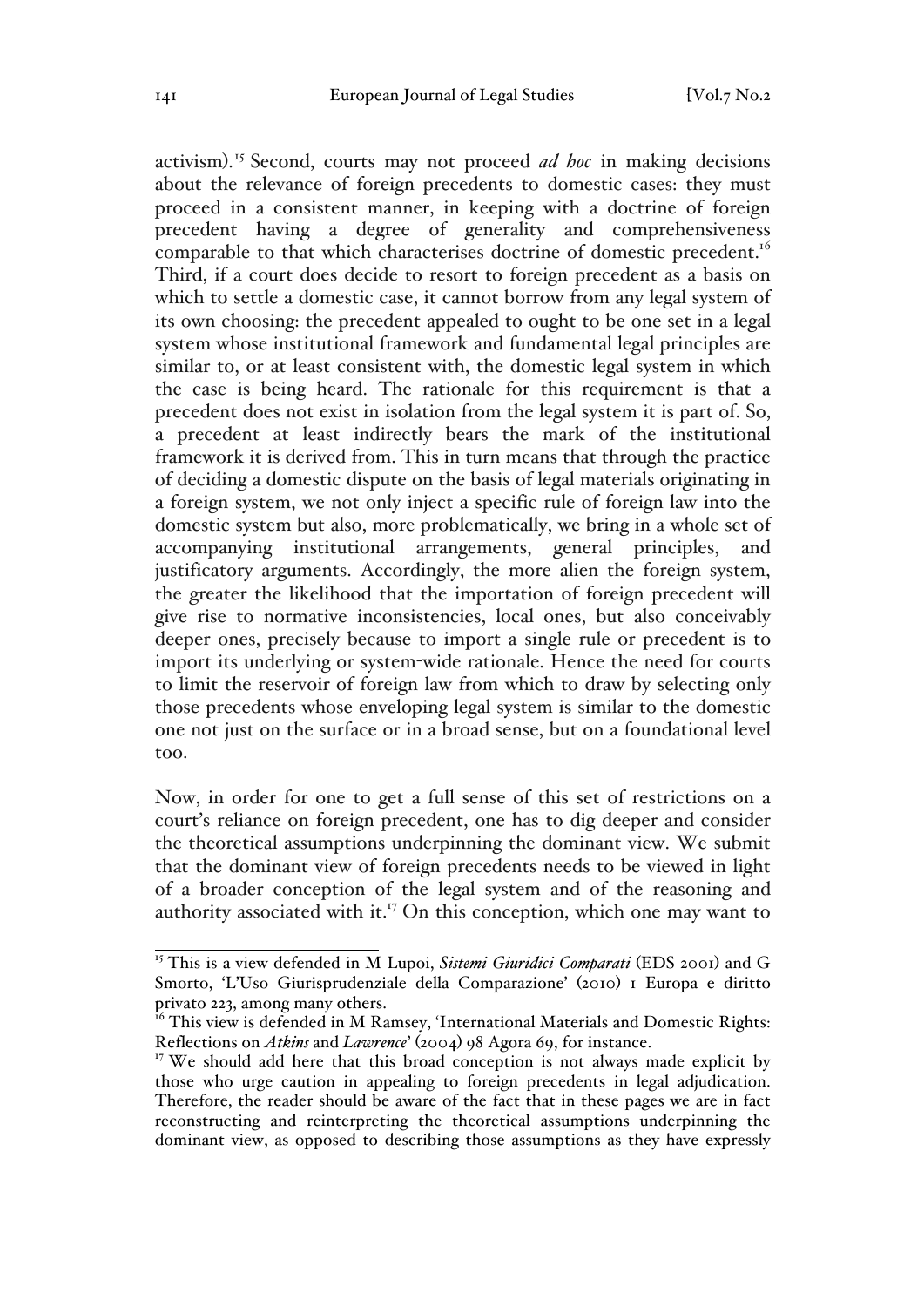activism).[15] Second, courts may not proceed *ad hoc* in making decisions about the relevance of foreign precedents to domestic cases: they must proceed in a consistent manner, in keeping with a doctrine of foreign precedent having a degree of generality and comprehensiveness comparable to that which characterises doctrine of domestic precedent.[16] Third, if a court does decide to resort to foreign precedent as a basis on which to settle a domestic case, it cannot borrow from any legal system of its own choosing: the precedent appealed to ought to be one set in a legal system whose institutional framework and fundamental legal principles are similar to, or at least consistent with, the domestic legal system in which the case is being heard. The rationale for this requirement is that a precedent does not exist in isolation from the legal system it is part of. So, a precedent at least indirectly bears the mark of the institutional framework it is derived from. This in turn means that through the practice of deciding a domestic dispute on the basis of legal materials originating in a foreign system, we not only inject a specific rule of foreign law into the domestic system but also, more problematically, we bring in a whole set of accompanying institutional arrangements, general principles, and justificatory arguments. Accordingly, the more alien the foreign system, the greater the likelihood that the importation of foreign precedent will give rise to normative inconsistencies, local ones, but also conceivably deeper ones, precisely because to import a single rule or precedent is to import its underlying or system-wide rationale. Hence the need for courts to limit the reservoir of foreign law from which to draw by selecting only those precedents whose enveloping legal system is similar to the domestic one not just on the surface or in a broad sense, but on a foundational level too.

Now, in order for one to get a full sense of this set of restrictions on a court's reliance on foreign precedent, one has to dig deeper and consider the theoretical assumptions underpinning the dominant view. We submit that the dominant view of foreign precedents needs to be viewed in light of a broader conception of the legal system and of the reasoning and authority associated with it.[17] On this conception, which one may want to

[15] This is a view defended in M Lupoi, *Sistemi Giuridici Comparati* (EDS 2001) and G Smorto, 'L'Uso Giurisprudenziale della Comparazione' (2010) 1 Europa e diritto privato 223, among many others.

[16] This view is defended in M Ramsey, 'International Materials and Domestic Rights: Reflections on *Atkins* and *Lawrence*' (2004) 98 Agora 69, for instance.

[17] We should add here that this broad conception is not always made explicit by those who urge caution in appealing to foreign precedents in legal adjudication. Therefore, the reader should be aware of the fact that in these pages we are in fact reconstructing and reinterpreting the theoretical assumptions underpinning the dominant view, as opposed to describing those assumptions as they have expressly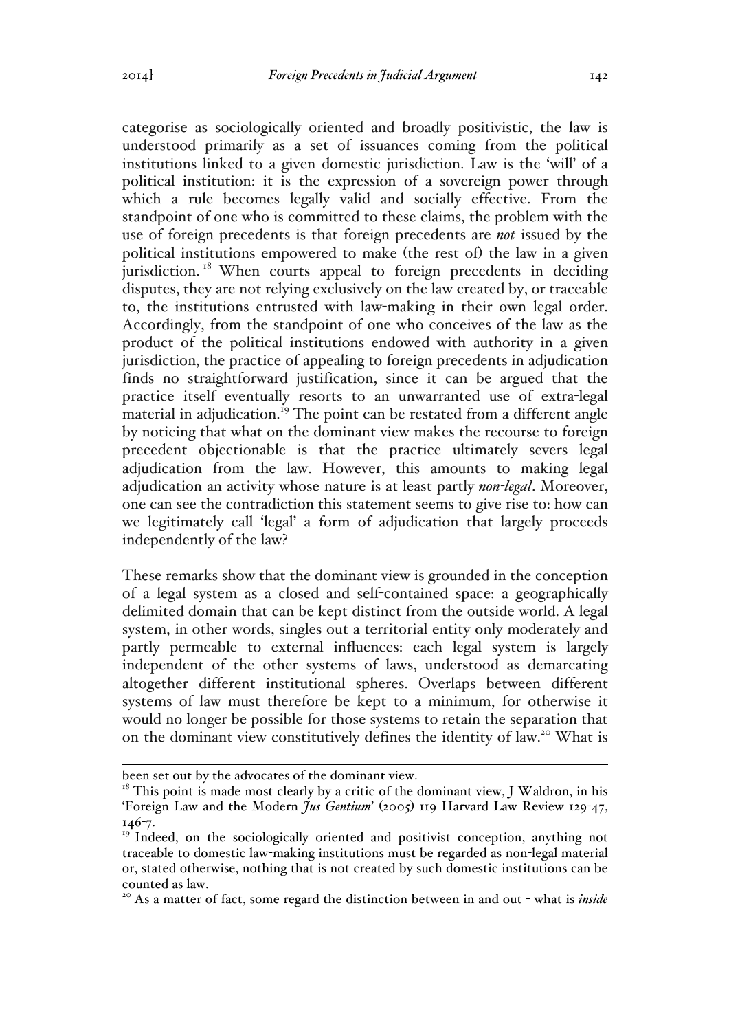categorise as sociologically oriented and broadly positivistic, the law is understood primarily as a set of issuances coming from the political institutions linked to a given domestic jurisdiction. Law is the 'will' of a political institution: it is the expression of a sovereign power through which a rule becomes legally valid and socially effective. From the standpoint of one who is committed to these claims, the problem with the use of foreign precedents is that foreign precedents are *not* issued by the political institutions empowered to make (the rest of) the law in a given jurisdiction.[18] When courts appeal to foreign precedents in deciding disputes, they are not relying exclusively on the law created by, or traceable to, the institutions entrusted with law-making in their own legal order. Accordingly, from the standpoint of one who conceives of the law as the product of the political institutions endowed with authority in a given jurisdiction, the practice of appealing to foreign precedents in adjudication finds no straightforward justification, since it can be argued that the practice itself eventually resorts to an unwarranted use of extra-legal material in adjudication.[19] The point can be restated from a different angle by noticing that what on the dominant view makes the recourse to foreign precedent objectionable is that the practice ultimately severs legal adjudication from the law. However, this amounts to making legal adjudication an activity whose nature is at least partly ***non-legal***. Moreover, one can see the contradiction this statement seems to give rise to: how can we legitimately call 'legal' a form of adjudication that largely proceeds independently of the law?

These remarks show that the dominant view is grounded in the conception of a legal system as a closed and self-contained space: a geographically delimited domain that can be kept distinct from the outside world. A legal system, in other words, singles out a territorial entity only moderately and partly permeable to external influences: each legal system is largely independent of the other systems of laws, understood as demarcating altogether different institutional spheres. Overlaps between different systems of law must therefore be kept to a minimum, for otherwise it would no longer be possible for those systems to retain the separation that on the dominant view constitutively defines the identity of law.[20] What is

---

been set out by the advocates of the dominant view.

[18] This point is made most clearly by a critic of the dominant view, J Waldron, in his 'Foreign Law and the Modern *Jus Gentium*' (2005) 119 Harvard Law Review 129-47, 146-7.

[19] Indeed, on the sociologically oriented and positivist conception, anything not traceable to domestic law-making institutions must be regarded as non-legal material or, stated otherwise, nothing that is not created by such domestic institutions can be counted as law.

[20] As a matter of fact, some regard the distinction between in and out - what is *inside*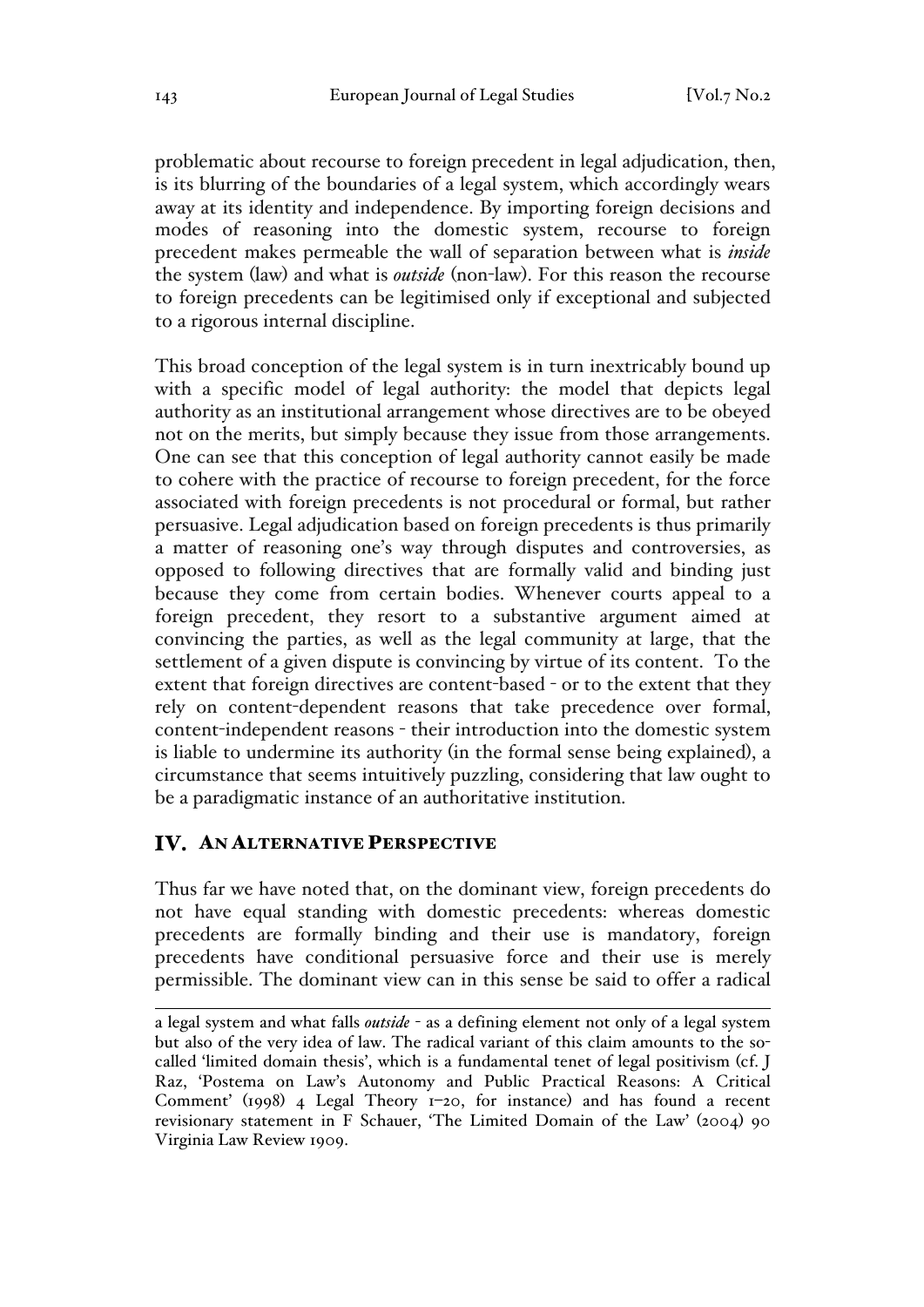problematic about recourse to foreign precedent in legal adjudication, then, is its blurring of the boundaries of a legal system, which accordingly wears away at its identity and independence. By importing foreign decisions and modes of reasoning into the domestic system, recourse to foreign precedent makes permeable the wall of separation between what is *inside* the system (law) and what is *outside* (non-law). For this reason the recourse to foreign precedents can be legitimised only if exceptional and subjected to a rigorous internal discipline.

This broad conception of the legal system is in turn inextricably bound up with a specific model of legal authority: the model that depicts legal authority as an institutional arrangement whose directives are to be obeyed not on the merits, but simply because they issue from those arrangements. One can see that this conception of legal authority cannot easily be made to cohere with the practice of recourse to foreign precedent, for the force associated with foreign precedents is not procedural or formal, but rather persuasive. Legal adjudication based on foreign precedents is thus primarily a matter of reasoning one's way through disputes and controversies, as opposed to following directives that are formally valid and binding just because they come from certain bodies. Whenever courts appeal to a foreign precedent, they resort to a substantive argument aimed at convincing the parties, as well as the legal community at large, that the settlement of a given dispute is convincing by virtue of its content. To the extent that foreign directives are content-based - or to the extent that they rely on content-dependent reasons that take precedence over formal, content-independent reasons - their introduction into the domestic system is liable to undermine its authority (in the formal sense being explained), a circumstance that seems intuitively puzzling, considering that law ought to be a paradigmatic instance of an authoritative institution.

## IV. AN ALTERNATIVE PERSPECTIVE

Thus far we have noted that, on the dominant view, foreign precedents do not have equal standing with domestic precedents: whereas domestic precedents are formally binding and their use is mandatory, foreign precedents have conditional persuasive force and their use is merely permissible. The dominant view can in this sense be said to offer a radical

---

a legal system and what falls *outside* - as a defining element not only of a legal system but also of the very idea of law. The radical variant of this claim amounts to the so-called 'limited domain thesis', which is a fundamental tenet of legal positivism (cf. J Raz, 'Postema on Law's Autonomy and Public Practical Reasons: A Critical Comment' (1998) 4 Legal Theory 1–20, for instance) and has found a recent revisionary statement in F Schauer, 'The Limited Domain of the Law' (2004) 90 Virginia Law Review 1909.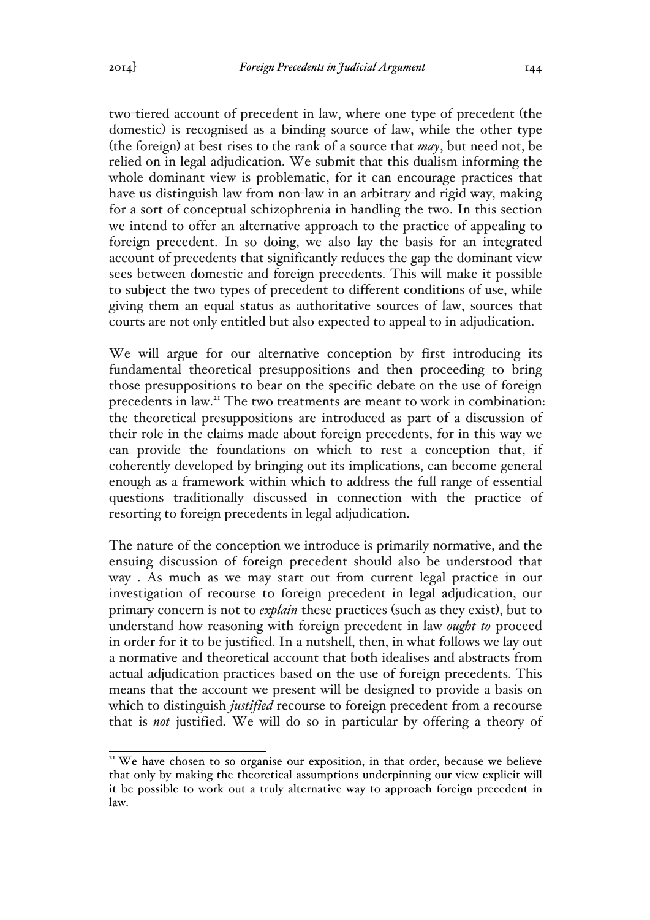two-tiered account of precedent in law, where one type of precedent (the domestic) is recognised as a binding source of law, while the other type (the foreign) at best rises to the rank of a source that *may*, but need not, be relied on in legal adjudication. We submit that this dualism informing the whole dominant view is problematic, for it can encourage practices that have us distinguish law from non-law in an arbitrary and rigid way, making for a sort of conceptual schizophrenia in handling the two. In this section we intend to offer an alternative approach to the practice of appealing to foreign precedent. In so doing, we also lay the basis for an integrated account of precedents that significantly reduces the gap the dominant view sees between domestic and foreign precedents. This will make it possible to subject the two types of precedent to different conditions of use, while giving them an equal status as authoritative sources of law, sources that courts are not only entitled but also expected to appeal to in adjudication.

We will argue for our alternative conception by first introducing its fundamental theoretical presuppositions and then proceeding to bring those presuppositions to bear on the specific debate on the use of foreign precedents in law.[21] The two treatments are meant to work in combination: the theoretical presuppositions are introduced as part of a discussion of their role in the claims made about foreign precedents, for in this way we can provide the foundations on which to rest a conception that, if coherently developed by bringing out its implications, can become general enough as a framework within which to address the full range of essential questions traditionally discussed in connection with the practice of resorting to foreign precedents in legal adjudication.

The nature of the conception we introduce is primarily normative, and the ensuing discussion of foreign precedent should also be understood that way . As much as we may start out from current legal practice in our investigation of recourse to foreign precedent in legal adjudication, our primary concern is not to *explain* these practices (such as they exist), but to understand how reasoning with foreign precedent in law *ought to* proceed in order for it to be justified. In a nutshell, then, in what follows we lay out a normative and theoretical account that both idealises and abstracts from actual adjudication practices based on the use of foreign precedents. This means that the account we present will be designed to provide a basis on which to distinguish *justified* recourse to foreign precedent from a recourse that is *not* justified. We will do so in particular by offering a theory of

[21] We have chosen to so organise our exposition, in that order, because we believe that only by making the theoretical assumptions underpinning our view explicit will it be possible to work out a truly alternative way to approach foreign precedent in law.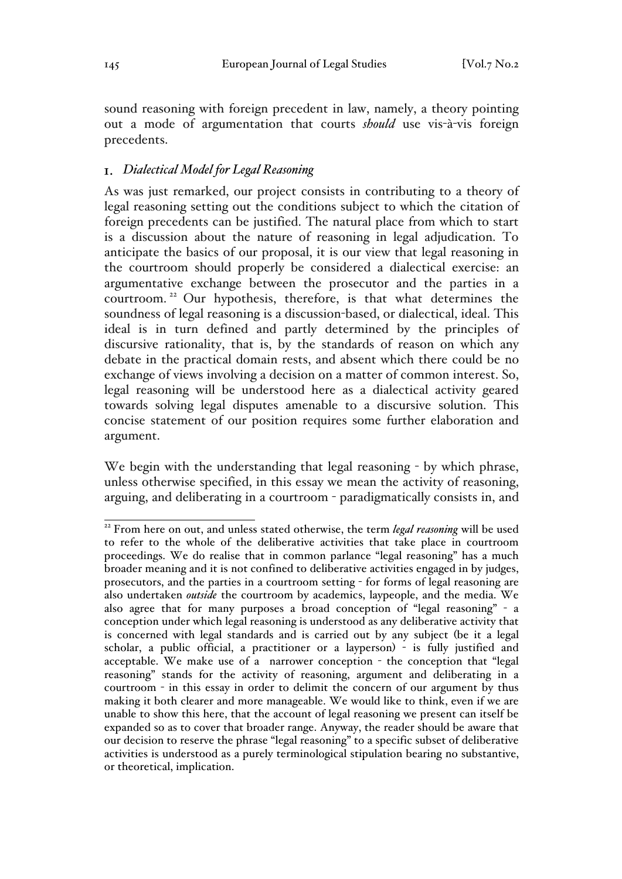sound reasoning with foreign precedent in law, namely, a theory pointing out a mode of argumentation that courts *should* use vis-à-vis foreign precedents.

## 1. *Dialectical Model for Legal Reasoning*

As was just remarked, our project consists in contributing to a theory of legal reasoning setting out the conditions subject to which the citation of foreign precedents can be justified. The natural place from which to start is a discussion about the nature of reasoning in legal adjudication. To anticipate the basics of our proposal, it is our view that legal reasoning in the courtroom should properly be considered a dialectical exercise: an argumentative exchange between the prosecutor and the parties in a courtroom.[22] Our hypothesis, therefore, is that what determines the soundness of legal reasoning is a discussion-based, or dialectical, ideal. This ideal is in turn defined and partly determined by the principles of discursive rationality, that is, by the standards of reason on which any debate in the practical domain rests, and absent which there could be no exchange of views involving a decision on a matter of common interest. So, legal reasoning will be understood here as a dialectical activity geared towards solving legal disputes amenable to a discursive solution. This concise statement of our position requires some further elaboration and argument.

We begin with the understanding that legal reasoning - by which phrase, unless otherwise specified, in this essay we mean the activity of reasoning, arguing, and deliberating in a courtroom - paradigmatically consists in, and

---

[22] From here on out, and unless stated otherwise, the term *legal reasoning* will be used to refer to the whole of the deliberative activities that take place in courtroom proceedings. We do realise that in common parlance "legal reasoning" has a much broader meaning and it is not confined to deliberative activities engaged in by judges, prosecutors, and the parties in a courtroom setting - for forms of legal reasoning are also undertaken *outside* the courtroom by academics, laypeople, and the media. We also agree that for many purposes a broad conception of "legal reasoning" - a conception under which legal reasoning is understood as any deliberative activity that is concerned with legal standards and is carried out by any subject (be it a legal scholar, a public official, a practitioner or a layperson) - is fully justified and acceptable. We make use of a narrower conception - the conception that "legal reasoning" stands for the activity of reasoning, argument and deliberating in a courtroom - in this essay in order to delimit the concern of our argument by thus making it both clearer and more manageable. We would like to think, even if we are unable to show this here, that the account of legal reasoning we present can itself be expanded so as to cover that broader range. Anyway, the reader should be aware that our decision to reserve the phrase "legal reasoning" to a specific subset of deliberative activities is understood as a purely terminological stipulation bearing no substantive, or theoretical, implication.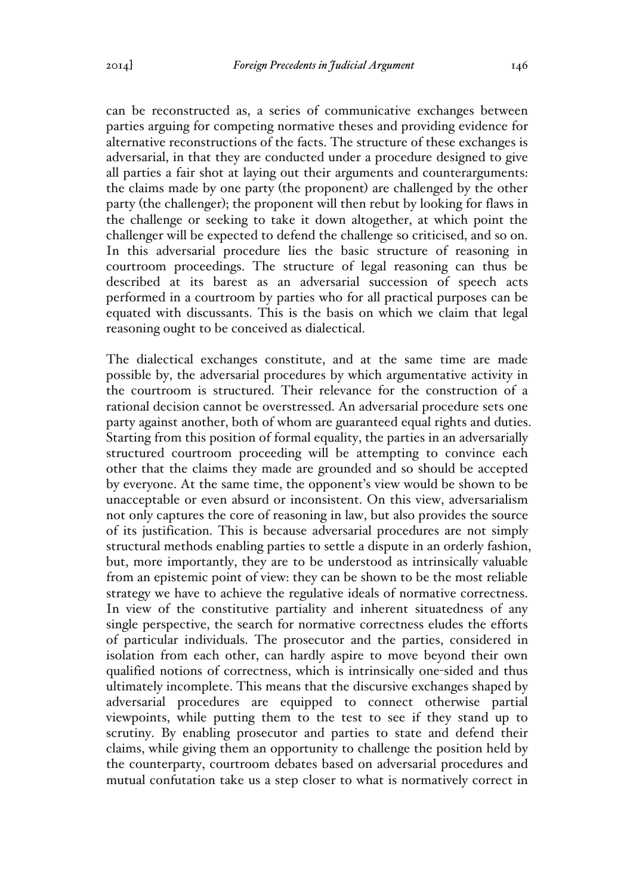can be reconstructed as, a series of communicative exchanges between parties arguing for competing normative theses and providing evidence for alternative reconstructions of the facts. The structure of these exchanges is adversarial, in that they are conducted under a procedure designed to give all parties a fair shot at laying out their arguments and counterarguments: the claims made by one party (the proponent) are challenged by the other party (the challenger); the proponent will then rebut by looking for flaws in the challenge or seeking to take it down altogether, at which point the challenger will be expected to defend the challenge so criticised, and so on. In this adversarial procedure lies the basic structure of reasoning in courtroom proceedings. The structure of legal reasoning can thus be described at its barest as an adversarial succession of speech acts performed in a courtroom by parties who for all practical purposes can be equated with discussants. This is the basis on which we claim that legal reasoning ought to be conceived as dialectical.

The dialectical exchanges constitute, and at the same time are made possible by, the adversarial procedures by which argumentative activity in the courtroom is structured. Their relevance for the construction of a rational decision cannot be overstressed. An adversarial procedure sets one party against another, both of whom are guaranteed equal rights and duties. Starting from this position of formal equality, the parties in an adversarially structured courtroom proceeding will be attempting to convince each other that the claims they made are grounded and so should be accepted by everyone. At the same time, the opponent's view would be shown to be unacceptable or even absurd or inconsistent. On this view, adversarialism not only captures the core of reasoning in law, but also provides the source of its justification. This is because adversarial procedures are not simply structural methods enabling parties to settle a dispute in an orderly fashion, but, more importantly, they are to be understood as intrinsically valuable from an epistemic point of view: they can be shown to be the most reliable strategy we have to achieve the regulative ideals of normative correctness. In view of the constitutive partiality and inherent situatedness of any single perspective, the search for normative correctness eludes the efforts of particular individuals. The prosecutor and the parties, considered in isolation from each other, can hardly aspire to move beyond their own qualified notions of correctness, which is intrinsically one-sided and thus ultimately incomplete. This means that the discursive exchanges shaped by adversarial procedures are equipped to connect otherwise partial viewpoints, while putting them to the test to see if they stand up to scrutiny. By enabling prosecutor and parties to state and defend their claims, while giving them an opportunity to challenge the position held by the counterparty, courtroom debates based on adversarial procedures and mutual confutation take us a step closer to what is normatively correct in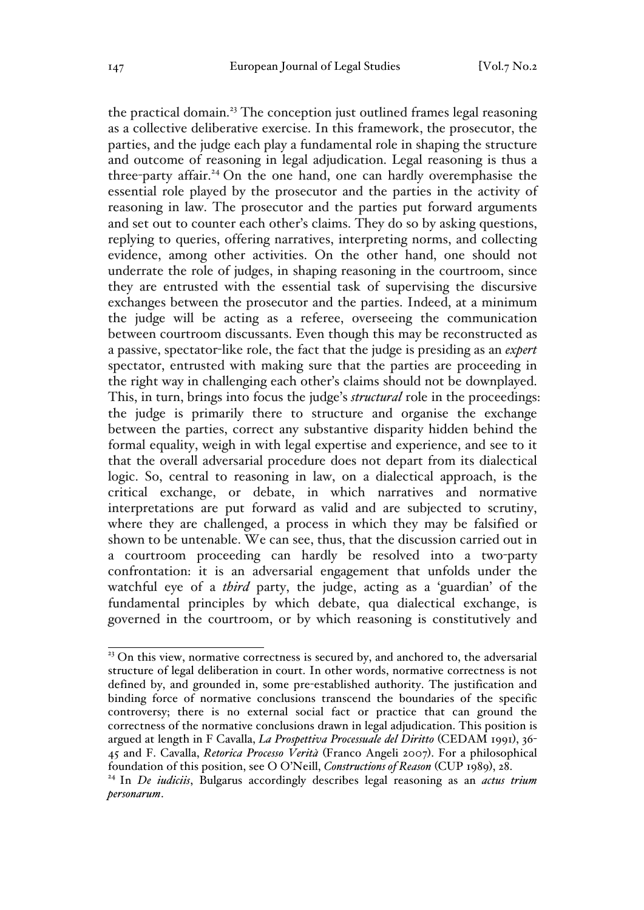the practical domain.[23] The conception just outlined frames legal reasoning as a collective deliberative exercise. In this framework, the prosecutor, the parties, and the judge each play a fundamental role in shaping the structure and outcome of reasoning in legal adjudication. Legal reasoning is thus a three-party affair.[24] On the one hand, one can hardly overemphasise the essential role played by the prosecutor and the parties in the activity of reasoning in law. The prosecutor and the parties put forward arguments and set out to counter each other's claims. They do so by asking questions, replying to queries, offering narratives, interpreting norms, and collecting evidence, among other activities. On the other hand, one should not underrate the role of judges, in shaping reasoning in the courtroom, since they are entrusted with the essential task of supervising the discursive exchanges between the prosecutor and the parties. Indeed, at a minimum the judge will be acting as a referee, overseeing the communication between courtroom discussants. Even though this may be reconstructed as a passive, spectator-like role, the fact that the judge is presiding as an *expert* spectator, entrusted with making sure that the parties are proceeding in the right way in challenging each other's claims should not be downplayed. This, in turn, brings into focus the judge's *structural* role in the proceedings: the judge is primarily there to structure and organise the exchange between the parties, correct any substantive disparity hidden behind the formal equality, weigh in with legal expertise and experience, and see to it that the overall adversarial procedure does not depart from its dialectical logic. So, central to reasoning in law, on a dialectical approach, is the critical exchange, or debate, in which narratives and normative interpretations are put forward as valid and are subjected to scrutiny, where they are challenged, a process in which they may be falsified or shown to be untenable. We can see, thus, that the discussion carried out in a courtroom proceeding can hardly be resolved into a two-party confrontation: it is an adversarial engagement that unfolds under the watchful eye of a *third* party, the judge, acting as a 'guardian' of the fundamental principles by which debate, qua dialectical exchange, is governed in the courtroom, or by which reasoning is constitutively and

---

[23] On this view, normative correctness is secured by, and anchored to, the adversarial structure of legal deliberation in court. In other words, normative correctness is not defined by, and grounded in, some pre-established authority. The justification and binding force of normative conclusions transcend the boundaries of the specific controversy; there is no external social fact or practice that can ground the correctness of the normative conclusions drawn in legal adjudication. This position is argued at length in F Cavalla, *La Prospettiva Processuale del Diritto* (CEDAM 1991), 36-45 and F. Cavalla, *Retorica Processo Verità* (Franco Angeli 2007). For a philosophical foundation of this position, see O O'Neill, *Constructions of Reason* (CUP 1989), 28.

[24] In *De iudiciis*, Bulgarus accordingly describes legal reasoning as an *actus trium personarum*.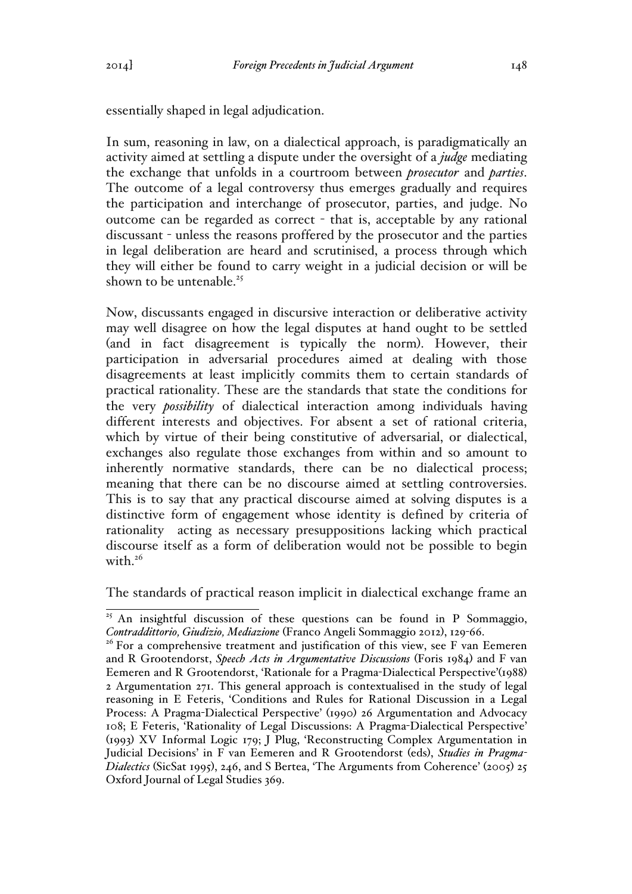essentially shaped in legal adjudication.

In sum, reasoning in law, on a dialectical approach, is paradigmatically an activity aimed at settling a dispute under the oversight of a *judge* mediating the exchange that unfolds in a courtroom between *prosecutor* and *parties*. The outcome of a legal controversy thus emerges gradually and requires the participation and interchange of prosecutor, parties, and judge. No outcome can be regarded as correct - that is, acceptable by any rational discussant - unless the reasons proffered by the prosecutor and the parties in legal deliberation are heard and scrutinised, a process through which they will either be found to carry weight in a judicial decision or will be shown to be untenable.[25]

Now, discussants engaged in discursive interaction or deliberative activity may well disagree on how the legal disputes at hand ought to be settled (and in fact disagreement is typically the norm). However, their participation in adversarial procedures aimed at dealing with those disagreements at least implicitly commits them to certain standards of practical rationality. These are the standards that state the conditions for the very *possibility* of dialectical interaction among individuals having different interests and objectives. For absent a set of rational criteria, which by virtue of their being constitutive of adversarial, or dialectical, exchanges also regulate those exchanges from within and so amount to inherently normative standards, there can be no dialectical process; meaning that there can be no discourse aimed at settling controversies. This is to say that any practical discourse aimed at solving disputes is a distinctive form of engagement whose identity is defined by criteria of rationality acting as necessary presuppositions lacking which practical discourse itself as a form of deliberation would not be possible to begin with.[26]

The standards of practical reason implicit in dialectical exchange frame an

---

[25] An insightful discussion of these questions can be found in P Sommaggio, *Contraddittorio, Giudizio, Mediazione* (Franco Angeli Sommaggio 2012), 129-66.

[26] For a comprehensive treatment and justification of this view, see F van Eemeren and R Grootendorst, *Speech Acts in Argumentative Discussions* (Foris 1984) and F van Eemeren and R Grootendorst, 'Rationale for a Pragma-Dialectical Perspective'(1988) 2 Argumentation 271. This general approach is contextualised in the study of legal reasoning in E Feteris, 'Conditions and Rules for Rational Discussion in a Legal Process: A Pragma-Dialectical Perspective' (1990) 26 Argumentation and Advocacy 108; E Feteris, 'Rationality of Legal Discussions: A Pragma-Dialectical Perspective' (1993) XV Informal Logic 179; J Plug, 'Reconstructing Complex Argumentation in Judicial Decisions' in F van Eemeren and R Grootendorst (eds), *Studies in Pragma-Dialectics* (SicSat 1995), 246, and S Bertea, 'The Arguments from Coherence' (2005) 25 Oxford Journal of Legal Studies 369.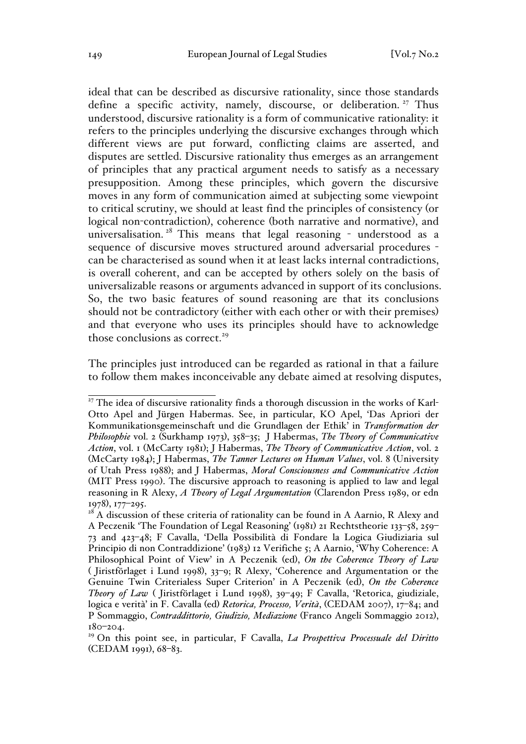ideal that can be described as discursive rationality, since those standards define a specific activity, namely, discourse, or deliberation.[27] Thus understood, discursive rationality is a form of communicative rationality: it refers to the principles underlying the discursive exchanges through which different views are put forward, conflicting claims are asserted, and disputes are settled. Discursive rationality thus emerges as an arrangement of principles that any practical argument needs to satisfy as a necessary presupposition. Among these principles, which govern the discursive moves in any form of communication aimed at subjecting some viewpoint to critical scrutiny, we should at least find the principles of consistency (or logical non-contradiction), coherence (both narrative and normative), and universalisation.[28] This means that legal reasoning - understood as a sequence of discursive moves structured around adversarial procedures - can be characterised as sound when it at least lacks internal contradictions, is overall coherent, and can be accepted by others solely on the basis of universalizable reasons or arguments advanced in support of its conclusions. So, the two basic features of sound reasoning are that its conclusions should not be contradictory (either with each other or with their premises) and that everyone who uses its principles should have to acknowledge those conclusions as correct.[29]

The principles just introduced can be regarded as rational in that a failure to follow them makes inconceivable any debate aimed at resolving disputes,

---

[27] The idea of discursive rationality finds a thorough discussion in the works of Karl-Otto Apel and Jürgen Habermas. See, in particular, KO Apel, 'Das Apriori der Kommunikationsgemeinschaft und die Grundlagen der Ethik' in *Transformation der Philosophie* vol. 2 (Surkhamp 1973), 358–35; J Habermas, *The Theory of Communicative Action*, vol. 1 (McCarty 1981); J Habermas, *The Theory of Communicative Action*, vol. 2 (McCarty 1984); J Habermas, *The Tanner Lectures on Human Values*, vol. 8 (University of Utah Press 1988); and J Habermas, *Moral Consciousness and Communicative Action* (MIT Press 1990). The discursive approach to reasoning is applied to law and legal reasoning in R Alexy, *A Theory of Legal Argumentation* (Clarendon Press 1989, or edn 1978), 177–295.

[28] A discussion of these criteria of rationality can be found in A Aarnio, R Alexy and A Peczenik 'The Foundation of Legal Reasoning' (1981) 21 Rechtstheorie 133–58, 259–73 and 423–48; F Cavalla, 'Della Possibilità di Fondare la Logica Giudiziaria sul Principio di non Contraddizione' (1983) 12 Verifiche 5; A Aarnio, 'Why Coherence: A Philosophical Point of View' in A Peczenik (ed), *On the Coherence Theory of Law* ( Jiristförlaget i Lund 1998), 33–9; R Alexy, 'Coherence and Argumentation or the Genuine Twin Criterialess Super Criterion' in A Peczenik (ed), *On the Coherence Theory of Law* ( Jiristförlaget i Lund 1998), 39–49; F Cavalla, 'Retorica, giudiziale, logica e verità' in F. Cavalla (ed) *Retorica, Processo, Verità*, (CEDAM 2007), 17–84; and P Sommaggio, *Contraddittorio, Giudizio, Mediazione* (Franco Angeli Sommaggio 2012), 180–204.

[29] On this point see, in particular, F Cavalla, *La Prospettiva Processuale del Diritto* (CEDAM 1991), 68–83.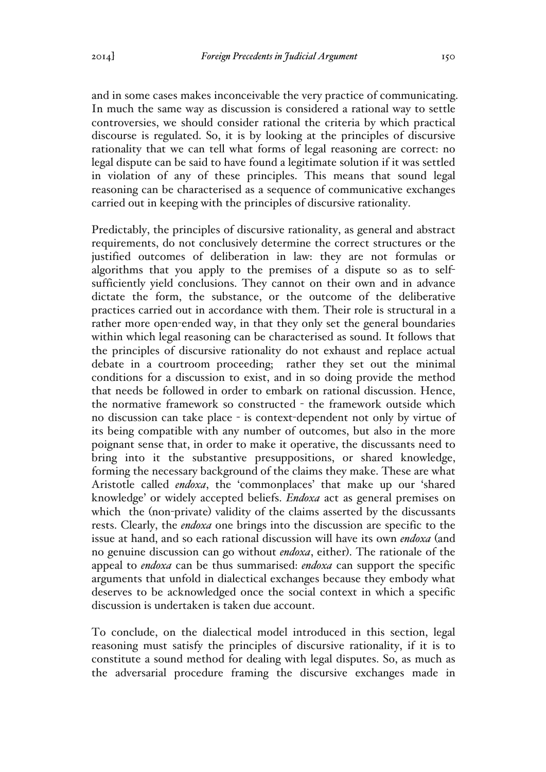and in some cases makes inconceivable the very practice of communicating. In much the same way as discussion is considered a rational way to settle controversies, we should consider rational the criteria by which practical discourse is regulated. So, it is by looking at the principles of discursive rationality that we can tell what forms of legal reasoning are correct: no legal dispute can be said to have found a legitimate solution if it was settled in violation of any of these principles. This means that sound legal reasoning can be characterised as a sequence of communicative exchanges carried out in keeping with the principles of discursive rationality.

Predictably, the principles of discursive rationality, as general and abstract requirements, do not conclusively determine the correct structures or the justified outcomes of deliberation in law: they are not formulas or algorithms that you apply to the premises of a dispute so as to self-sufficiently yield conclusions. They cannot on their own and in advance dictate the form, the substance, or the outcome of the deliberative practices carried out in accordance with them. Their role is structural in a rather more open-ended way, in that they only set the general boundaries within which legal reasoning can be characterised as sound. It follows that the principles of discursive rationality do not exhaust and replace actual debate in a courtroom proceeding; rather they set out the minimal conditions for a discussion to exist, and in so doing provide the method that needs be followed in order to embark on rational discussion. Hence, the normative framework so constructed - the framework outside which no discussion can take place - is context-dependent not only by virtue of its being compatible with any number of outcomes, but also in the more poignant sense that, in order to make it operative, the discussants need to bring into it the substantive presuppositions, or shared knowledge, forming the necessary background of the claims they make. These are what Aristotle called *endoxa*, the 'commonplaces' that make up our 'shared knowledge' or widely accepted beliefs. *Endoxa* act as general premises on which the (non-private) validity of the claims asserted by the discussants rests. Clearly, the *endoxa* one brings into the discussion are specific to the issue at hand, and so each rational discussion will have its own *endoxa* (and no genuine discussion can go without *endoxa*, either). The rationale of the appeal to *endoxa* can be thus summarised: *endoxa* can support the specific arguments that unfold in dialectical exchanges because they embody what deserves to be acknowledged once the social context in which a specific discussion is undertaken is taken due account.

To conclude, on the dialectical model introduced in this section, legal reasoning must satisfy the principles of discursive rationality, if it is to constitute a sound method for dealing with legal disputes. So, as much as the adversarial procedure framing the discursive exchanges made in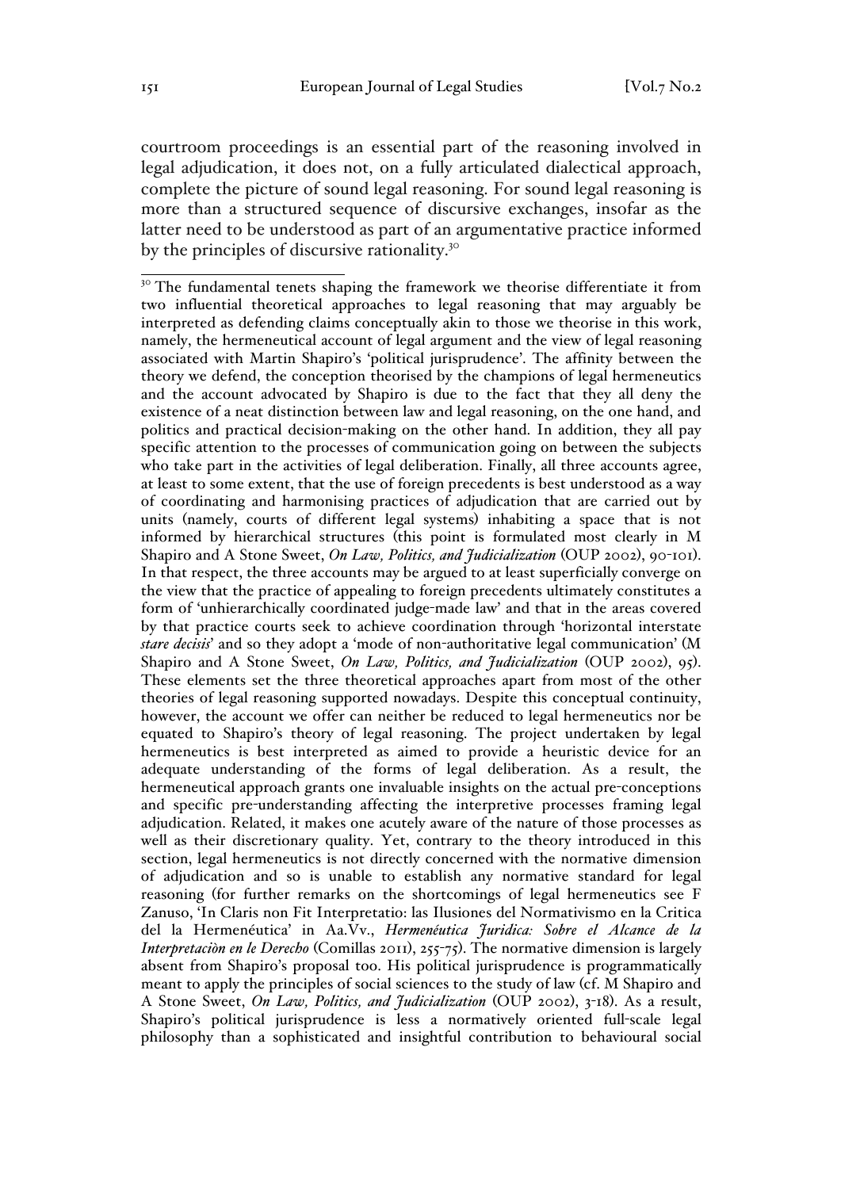courtroom proceedings is an essential part of the reasoning involved in legal adjudication, it does not, on a fully articulated dialectical approach, complete the picture of sound legal reasoning. For sound legal reasoning is more than a structured sequence of discursive exchanges, insofar as the latter need to be understood as part of an argumentative practice informed by the principles of discursive rationality.[30]

---

[30] The fundamental tenets shaping the framework we theorise differentiate it from two influential theoretical approaches to legal reasoning that may arguably be interpreted as defending claims conceptually akin to those we theorise in this work, namely, the hermeneutical account of legal argument and the view of legal reasoning associated with Martin Shapiro's 'political jurisprudence'. The affinity between the theory we defend, the conception theorised by the champions of legal hermeneutics and the account advocated by Shapiro is due to the fact that they all deny the existence of a neat distinction between law and legal reasoning, on the one hand, and politics and practical decision-making on the other hand. In addition, they all pay specific attention to the processes of communication going on between the subjects who take part in the activities of legal deliberation. Finally, all three accounts agree, at least to some extent, that the use of foreign precedents is best understood as a way of coordinating and harmonising practices of adjudication that are carried out by units (namely, courts of different legal systems) inhabiting a space that is not informed by hierarchical structures (this point is formulated most clearly in M Shapiro and A Stone Sweet, *On Law, Politics, and Judicialization* (OUP 2002), 90-101). In that respect, the three accounts may be argued to at least superficially converge on the view that the practice of appealing to foreign precedents ultimately constitutes a form of 'unhierarchically coordinated judge-made law' and that in the areas covered by that practice courts seek to achieve coordination through 'horizontal interstate *stare decisis*' and so they adopt a 'mode of non-authoritative legal communication' (M Shapiro and A Stone Sweet, *On Law, Politics, and Judicialization* (OUP 2002), 95). These elements set the three theoretical approaches apart from most of the other theories of legal reasoning supported nowadays. Despite this conceptual continuity, however, the account we offer can neither be reduced to legal hermeneutics nor be equated to Shapiro's theory of legal reasoning. The project undertaken by legal hermeneutics is best interpreted as aimed to provide a heuristic device for an adequate understanding of the forms of legal deliberation. As a result, the hermeneutical approach grants one invaluable insights on the actual pre-conceptions and specific pre-understanding affecting the interpretive processes framing legal adjudication. Related, it makes one acutely aware of the nature of those processes as well as their discretionary quality. Yet, contrary to the theory introduced in this section, legal hermeneutics is not directly concerned with the normative dimension of adjudication and so is unable to establish any normative standard for legal reasoning (for further remarks on the shortcomings of legal hermeneutics see F Zanuso, 'In Claris non Fit Interpretatio: las Ilusiones del Normativismo en la Critica del la Herménéutica' in Aa.Vv., *Hermenéutica Juridica: Sobre el Alcance de la Interpretaciòn en le Derecho* (Comillas 2011), 255-75). The normative dimension is largely absent from Shapiro's proposal too. His political jurisprudence is programmatically meant to apply the principles of social sciences to the study of law (cf. M Shapiro and A Stone Sweet, *On Law, Politics, and Judicialization* (OUP 2002), 3-18). As a result, Shapiro's political jurisprudence is less a normatively oriented full-scale legal philosophy than a sophisticated and insightful contribution to behavioural social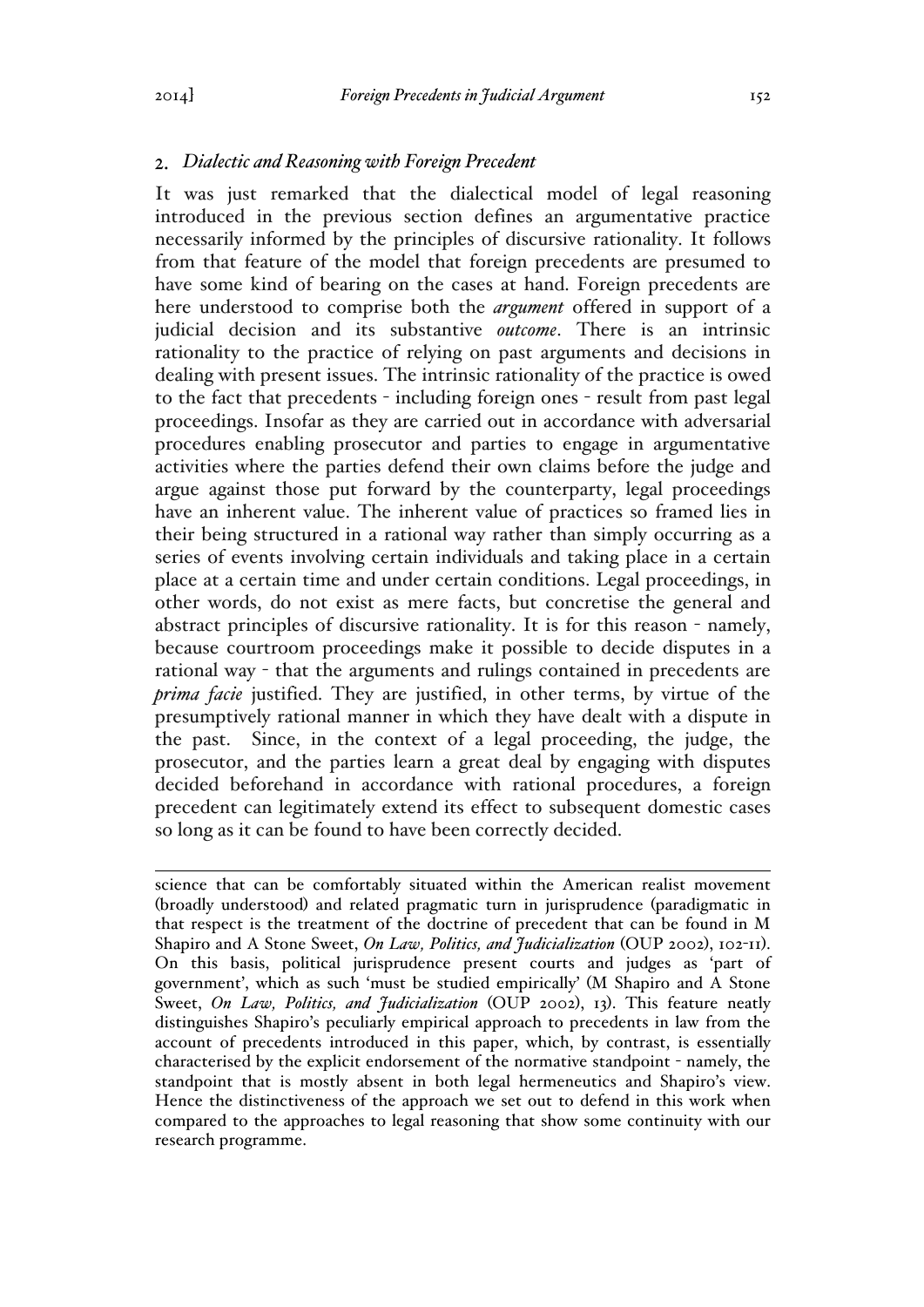## 2. *Dialectic and Reasoning with Foreign Precedent*

It was just remarked that the dialectical model of legal reasoning introduced in the previous section defines an argumentative practice necessarily informed by the principles of discursive rationality. It follows from that feature of the model that foreign precedents are presumed to have some kind of bearing on the cases at hand. Foreign precedents are here understood to comprise both the *argument* offered in support of a judicial decision and its substantive *outcome*. There is an intrinsic rationality to the practice of relying on past arguments and decisions in dealing with present issues. The intrinsic rationality of the practice is owed to the fact that precedents - including foreign ones - result from past legal proceedings. Insofar as they are carried out in accordance with adversarial procedures enabling prosecutor and parties to engage in argumentative activities where the parties defend their own claims before the judge and argue against those put forward by the counterparty, legal proceedings have an inherent value. The inherent value of practices so framed lies in their being structured in a rational way rather than simply occurring as a series of events involving certain individuals and taking place in a certain place at a certain time and under certain conditions. Legal proceedings, in other words, do not exist as mere facts, but concretise the general and abstract principles of discursive rationality. It is for this reason - namely, because courtroom proceedings make it possible to decide disputes in a rational way - that the arguments and rulings contained in precedents are *prima facie* justified. They are justified, in other terms, by virtue of the presumptively rational manner in which they have dealt with a dispute in the past. Since, in the context of a legal proceeding, the judge, the prosecutor, and the parties learn a great deal by engaging with disputes decided beforehand in accordance with rational procedures, a foreign precedent can legitimately extend its effect to subsequent domestic cases so long as it can be found to have been correctly decided.

---

science that can be comfortably situated within the American realist movement (broadly understood) and related pragmatic turn in jurisprudence (paradigmatic in that respect is the treatment of the doctrine of precedent that can be found in M Shapiro and A Stone Sweet, *On Law, Politics, and Judicialization* (OUP 2002), 102-11). On this basis, political jurisprudence present courts and judges as 'part of government', which as such 'must be studied empirically' (M Shapiro and A Stone Sweet, *On Law, Politics, and Judicialization* (OUP 2002), 13). This feature neatly distinguishes Shapiro's peculiarly empirical approach to precedents in law from the account of precedents introduced in this paper, which, by contrast, is essentially characterised by the explicit endorsement of the normative standpoint - namely, the standpoint that is mostly absent in both legal hermeneutics and Shapiro's view. Hence the distinctiveness of the approach we set out to defend in this work when compared to the approaches to legal reasoning that show some continuity with our research programme.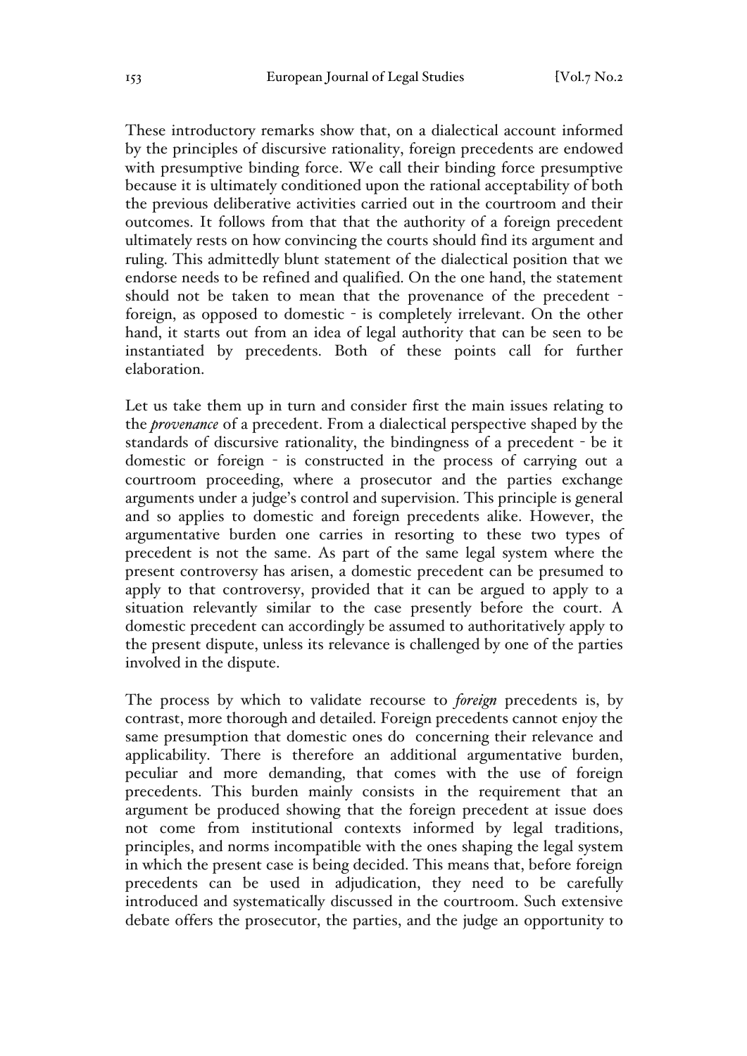These introductory remarks show that, on a dialectical account informed by the principles of discursive rationality, foreign precedents are endowed with presumptive binding force. We call their binding force presumptive because it is ultimately conditioned upon the rational acceptability of both the previous deliberative activities carried out in the courtroom and their outcomes. It follows from that that the authority of a foreign precedent ultimately rests on how convincing the courts should find its argument and ruling. This admittedly blunt statement of the dialectical position that we endorse needs to be refined and qualified. On the one hand, the statement should not be taken to mean that the provenance of the precedent - foreign, as opposed to domestic - is completely irrelevant. On the other hand, it starts out from an idea of legal authority that can be seen to be instantiated by precedents. Both of these points call for further elaboration.

Let us take them up in turn and consider first the main issues relating to the *provenance* of a precedent. From a dialectical perspective shaped by the standards of discursive rationality, the bindingness of a precedent - be it domestic or foreign - is constructed in the process of carrying out a courtroom proceeding, where a prosecutor and the parties exchange arguments under a judge's control and supervision. This principle is general and so applies to domestic and foreign precedents alike. However, the argumentative burden one carries in resorting to these two types of precedent is not the same. As part of the same legal system where the present controversy has arisen, a domestic precedent can be presumed to apply to that controversy, provided that it can be argued to apply to a situation relevantly similar to the case presently before the court. A domestic precedent can accordingly be assumed to authoritatively apply to the present dispute, unless its relevance is challenged by one of the parties involved in the dispute.

The process by which to validate recourse to *foreign* precedents is, by contrast, more thorough and detailed. Foreign precedents cannot enjoy the same presumption that domestic ones do concerning their relevance and applicability. There is therefore an additional argumentative burden, peculiar and more demanding, that comes with the use of foreign precedents. This burden mainly consists in the requirement that an argument be produced showing that the foreign precedent at issue does not come from institutional contexts informed by legal traditions, principles, and norms incompatible with the ones shaping the legal system in which the present case is being decided. This means that, before foreign precedents can be used in adjudication, they need to be carefully introduced and systematically discussed in the courtroom. Such extensive debate offers the prosecutor, the parties, and the judge an opportunity to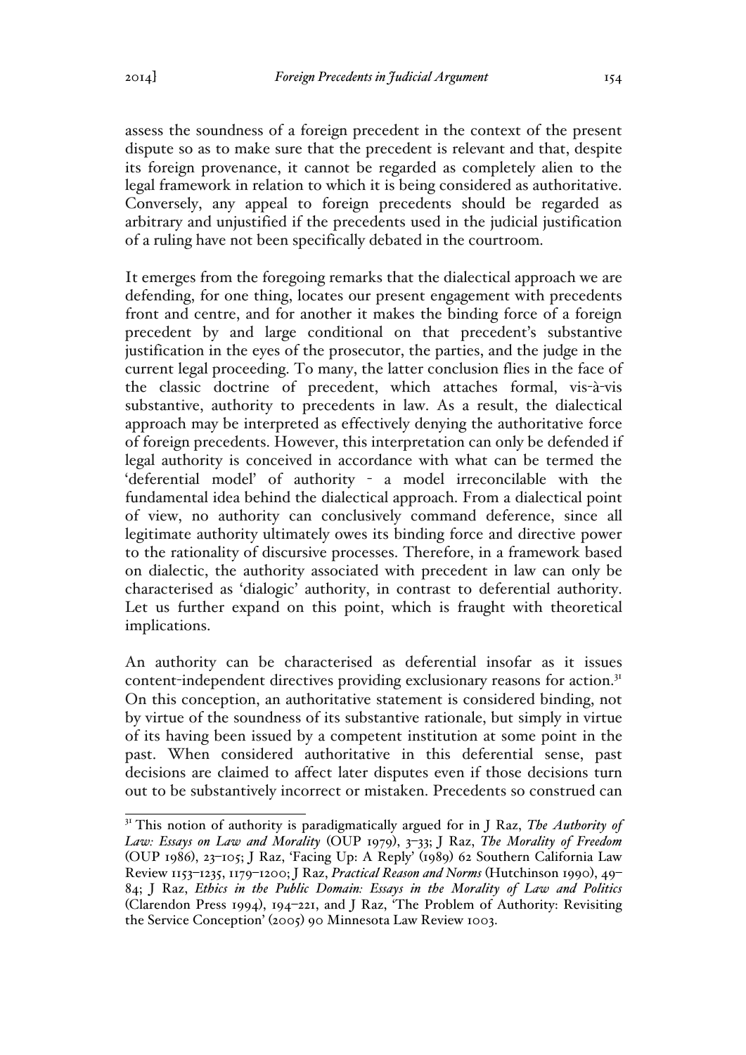assess the soundness of a foreign precedent in the context of the present dispute so as to make sure that the precedent is relevant and that, despite its foreign provenance, it cannot be regarded as completely alien to the legal framework in relation to which it is being considered as authoritative. Conversely, any appeal to foreign precedents should be regarded as arbitrary and unjustified if the precedents used in the judicial justification of a ruling have not been specifically debated in the courtroom.

It emerges from the foregoing remarks that the dialectical approach we are defending, for one thing, locates our present engagement with precedents front and centre, and for another it makes the binding force of a foreign precedent by and large conditional on that precedent's substantive justification in the eyes of the prosecutor, the parties, and the judge in the current legal proceeding. To many, the latter conclusion flies in the face of the classic doctrine of precedent, which attaches formal, vis-à-vis substantive, authority to precedents in law. As a result, the dialectical approach may be interpreted as effectively denying the authoritative force of foreign precedents. However, this interpretation can only be defended if legal authority is conceived in accordance with what can be termed the 'deferential model' of authority - a model irreconcilable with the fundamental idea behind the dialectical approach. From a dialectical point of view, no authority can conclusively command deference, since all legitimate authority ultimately owes its binding force and directive power to the rationality of discursive processes. Therefore, in a framework based on dialectic, the authority associated with precedent in law can only be characterised as 'dialogic' authority, in contrast to deferential authority. Let us further expand on this point, which is fraught with theoretical implications.

An authority can be characterised as deferential insofar as it issues content-independent directives providing exclusionary reasons for action.[31] On this conception, an authoritative statement is considered binding, not by virtue of the soundness of its substantive rationale, but simply in virtue of its having been issued by a competent institution at some point in the past. When considered authoritative in this deferential sense, past decisions are claimed to affect later disputes even if those decisions turn out to be substantively incorrect or mistaken. Precedents so construed can

---

[31] This notion of authority is paradigmatically argued for in J Raz, *The Authority of Law: Essays on Law and Morality* (OUP 1979), 3–33; J Raz, *The Morality of Freedom* (OUP 1986), 23–105; J Raz, 'Facing Up: A Reply' (1989) 62 Southern California Law Review 1153–1235, 1179–1200; J Raz, *Practical Reason and Norms* (Hutchinson 1990), 49–84; J Raz, *Ethics in the Public Domain: Essays in the Morality of Law and Politics* (Clarendon Press 1994), 194–221, and J Raz, 'The Problem of Authority: Revisiting the Service Conception' (2005) 90 Minnesota Law Review 1003.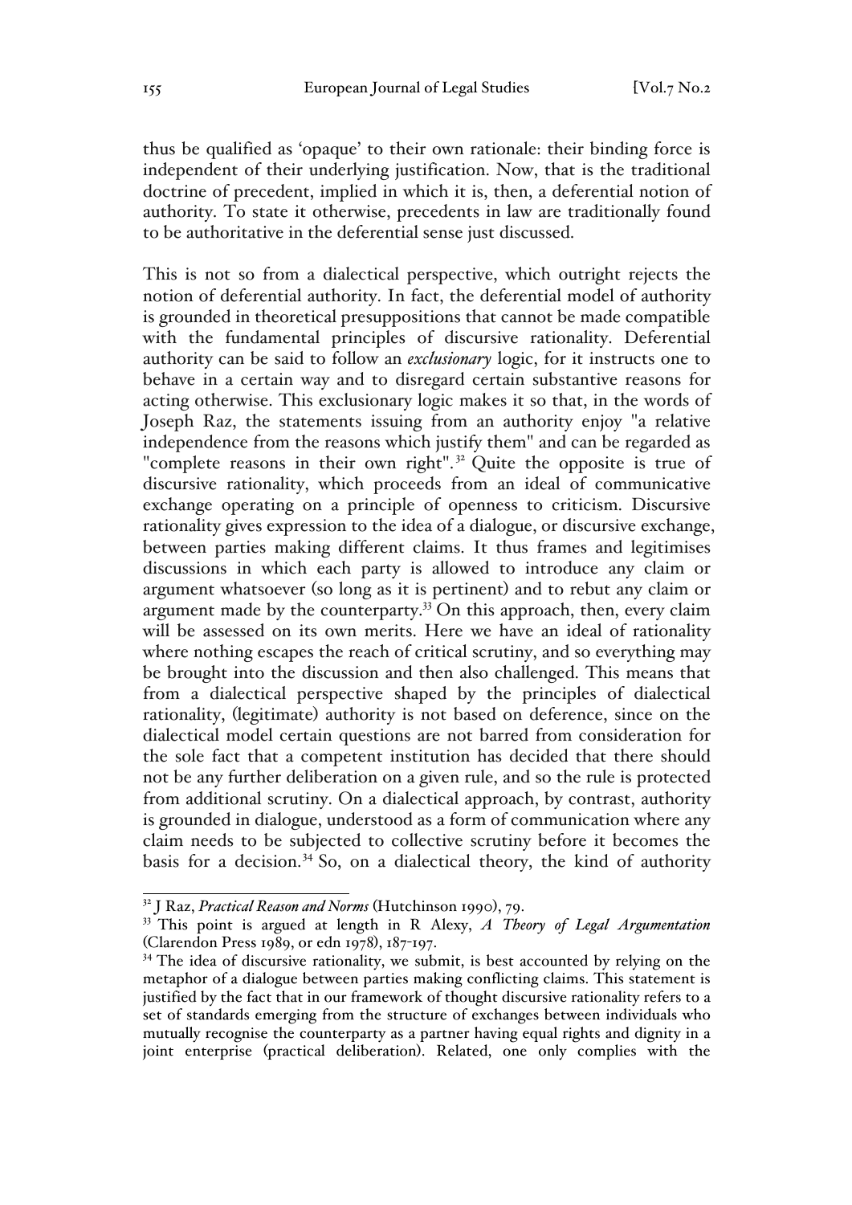thus be qualified as 'opaque' to their own rationale: their binding force is independent of their underlying justification. Now, that is the traditional doctrine of precedent, implied in which it is, then, a deferential notion of authority. To state it otherwise, precedents in law are traditionally found to be authoritative in the deferential sense just discussed.

This is not so from a dialectical perspective, which outright rejects the notion of deferential authority. In fact, the deferential model of authority is grounded in theoretical presuppositions that cannot be made compatible with the fundamental principles of discursive rationality. Deferential authority can be said to follow an *exclusionary* logic, for it instructs one to behave in a certain way and to disregard certain substantive reasons for acting otherwise. This exclusionary logic makes it so that, in the words of Joseph Raz, the statements issuing from an authority enjoy "a relative independence from the reasons which justify them" and can be regarded as "complete reasons in their own right".[32] Quite the opposite is true of discursive rationality, which proceeds from an ideal of communicative exchange operating on a principle of openness to criticism. Discursive rationality gives expression to the idea of a dialogue, or discursive exchange, between parties making different claims. It thus frames and legitimises discussions in which each party is allowed to introduce any claim or argument whatsoever (so long as it is pertinent) and to rebut any claim or argument made by the counterparty.[33] On this approach, then, every claim will be assessed on its own merits. Here we have an ideal of rationality where nothing escapes the reach of critical scrutiny, and so everything may be brought into the discussion and then also challenged. This means that from a dialectical perspective shaped by the principles of dialectical rationality, (legitimate) authority is not based on deference, since on the dialectical model certain questions are not barred from consideration for the sole fact that a competent institution has decided that there should not be any further deliberation on a given rule, and so the rule is protected from additional scrutiny. On a dialectical approach, by contrast, authority is grounded in dialogue, understood as a form of communication where any claim needs to be subjected to collective scrutiny before it becomes the basis for a decision.[34] So, on a dialectical theory, the kind of authority

---

[32] J Raz, *Practical Reason and Norms* (Hutchinson 1990), 79.

[33] This point is argued at length in R Alexy, *A Theory of Legal Argumentation* (Clarendon Press 1989, or edn 1978), 187-197.

[34] The idea of discursive rationality, we submit, is best accounted by relying on the metaphor of a dialogue between parties making conflicting claims. This statement is justified by the fact that in our framework of thought discursive rationality refers to a set of standards emerging from the structure of exchanges between individuals who mutually recognise the counterparty as a partner having equal rights and dignity in a joint enterprise (practical deliberation). Related, one only complies with the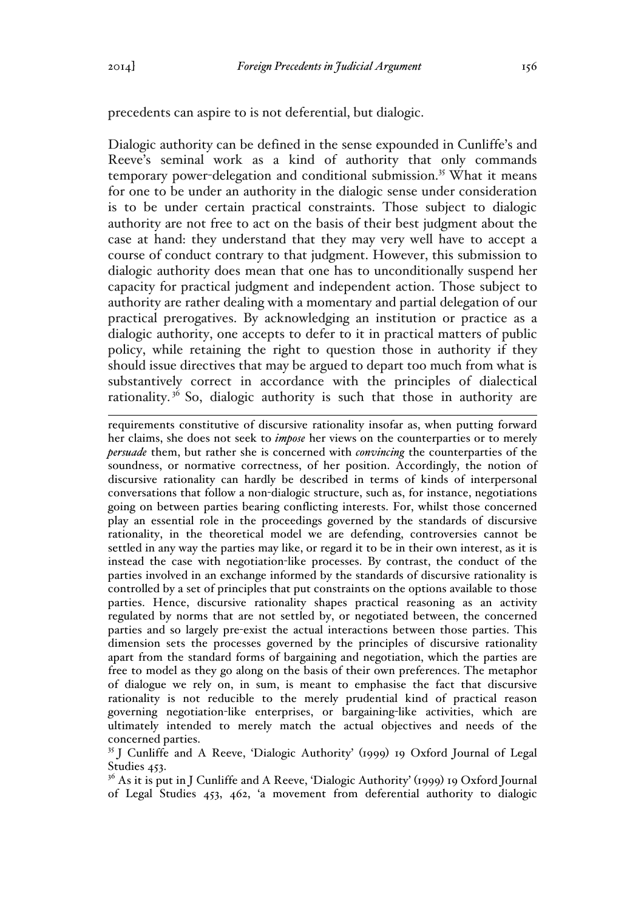precedents can aspire to is not deferential, but dialogic.

Dialogic authority can be defined in the sense expounded in Cunliffe's and Reeve's seminal work as a kind of authority that only commands temporary power-delegation and conditional submission.[35] What it means for one to be under an authority in the dialogic sense under consideration is to be under certain practical constraints. Those subject to dialogic authority are not free to act on the basis of their best judgment about the case at hand: they understand that they may very well have to accept a course of conduct contrary to that judgment. However, this submission to dialogic authority does mean that one has to unconditionally suspend her capacity for practical judgment and independent action. Those subject to authority are rather dealing with a momentary and partial delegation of our practical prerogatives. By acknowledging an institution or practice as a dialogic authority, one accepts to defer to it in practical matters of public policy, while retaining the right to question those in authority if they should issue directives that may be argued to depart too much from what is substantively correct in accordance with the principles of dialectical rationality.[36] So, dialogic authority is such that those in authority are

---

requirements constitutive of discursive rationality insofar as, when putting forward her claims, she does not seek to *impose* her views on the counterparties or to merely *persuade* them, but rather she is concerned with *convincing* the counterparties of the soundness, or normative correctness, of her position. Accordingly, the notion of discursive rationality can hardly be described in terms of kinds of interpersonal conversations that follow a non-dialogic structure, such as, for instance, negotiations going on between parties bearing conflicting interests. For, whilst those concerned play an essential role in the proceedings governed by the standards of discursive rationality, in the theoretical model we are defending, controversies cannot be settled in any way the parties may like, or regard it to be in their own interest, as it is instead the case with negotiation-like processes. By contrast, the conduct of the parties involved in an exchange informed by the standards of discursive rationality is controlled by a set of principles that put constraints on the options available to those parties. Hence, discursive rationality shapes practical reasoning as an activity regulated by norms that are not settled by, or negotiated between, the concerned parties and so largely pre-exist the actual interactions between those parties. This dimension sets the processes governed by the principles of discursive rationality apart from the standard forms of bargaining and negotiation, which the parties are free to model as they go along on the basis of their own preferences. The metaphor of dialogue we rely on, in sum, is meant to emphasise the fact that discursive rationality is not reducible to the merely prudential kind of practical reason governing negotiation-like enterprises, or bargaining-like activities, which are ultimately intended to merely match the actual objectives and needs of the concerned parties.

[35] J Cunliffe and A Reeve, 'Dialogic Authority' (1999) 19 Oxford Journal of Legal Studies 453.

[36] As it is put in J Cunliffe and A Reeve, 'Dialogic Authority' (1999) 19 Oxford Journal of Legal Studies 453, 462, 'a movement from deferential authority to dialogic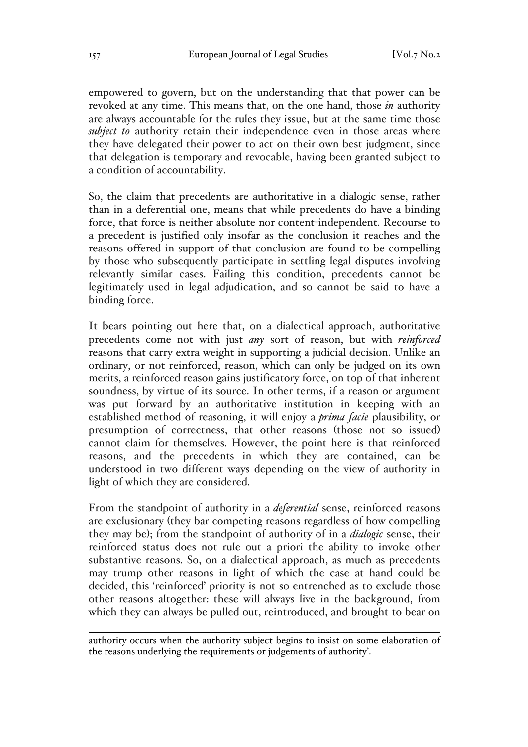empowered to govern, but on the understanding that that power can be revoked at any time. This means that, on the one hand, those *in* authority are always accountable for the rules they issue, but at the same time those *subject to* authority retain their independence even in those areas where they have delegated their power to act on their own best judgment, since that delegation is temporary and revocable, having been granted subject to a condition of accountability.

So, the claim that precedents are authoritative in a dialogic sense, rather than in a deferential one, means that while precedents do have a binding force, that force is neither absolute nor content-independent. Recourse to a precedent is justified only insofar as the conclusion it reaches and the reasons offered in support of that conclusion are found to be compelling by those who subsequently participate in settling legal disputes involving relevantly similar cases. Failing this condition, precedents cannot be legitimately used in legal adjudication, and so cannot be said to have a binding force.

It bears pointing out here that, on a dialectical approach, authoritative precedents come not with just *any* sort of reason, but with *reinforced* reasons that carry extra weight in supporting a judicial decision. Unlike an ordinary, or not reinforced, reason, which can only be judged on its own merits, a reinforced reason gains justificatory force, on top of that inherent soundness, by virtue of its source. In other terms, if a reason or argument was put forward by an authoritative institution in keeping with an established method of reasoning, it will enjoy a *prima facie* plausibility, or presumption of correctness, that other reasons (those not so issued) cannot claim for themselves. However, the point here is that reinforced reasons, and the precedents in which they are contained, can be understood in two different ways depending on the view of authority in light of which they are considered.

From the standpoint of authority in a *deferential* sense, reinforced reasons are exclusionary (they bar competing reasons regardless of how compelling they may be); from the standpoint of authority of in a *dialogic* sense, their reinforced status does not rule out a priori the ability to invoke other substantive reasons. So, on a dialectical approach, as much as precedents may trump other reasons in light of which the case at hand could be decided, this 'reinforced' priority is not so entrenched as to exclude those other reasons altogether: these will always live in the background, from which they can always be pulled out, reintroduced, and brought to bear on

authority occurs when the authority-subject begins to insist on some elaboration of the reasons underlying the requirements or judgements of authority'.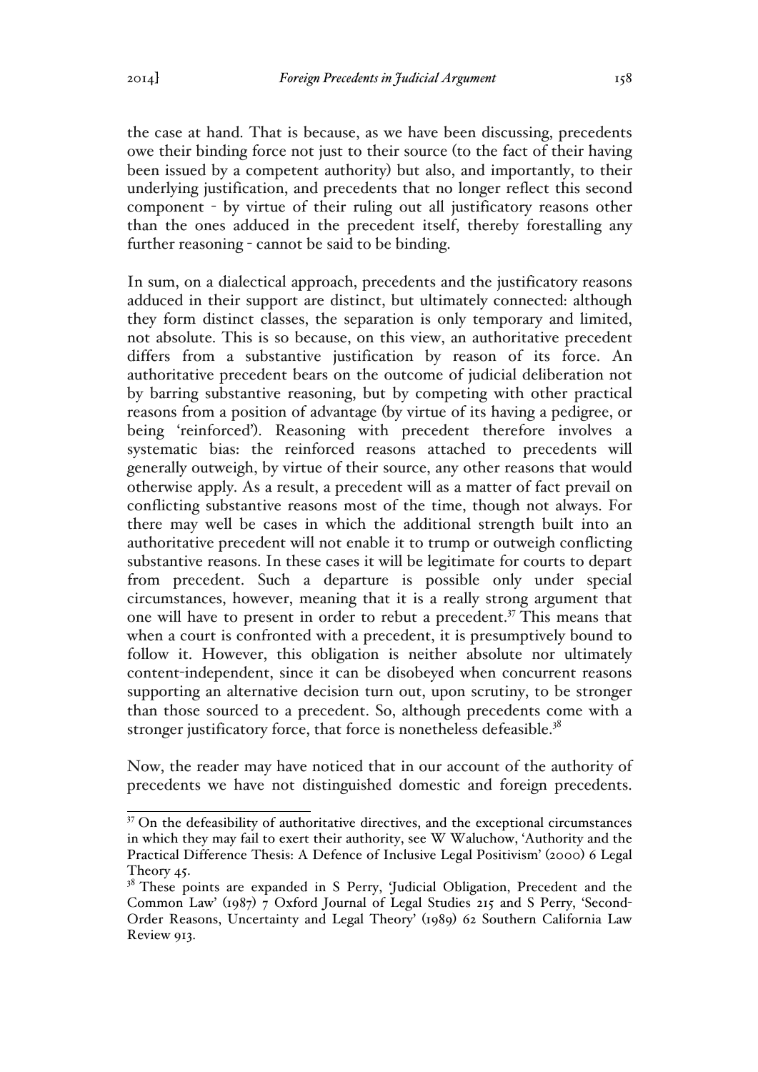the case at hand. That is because, as we have been discussing, precedents owe their binding force not just to their source (to the fact of their having been issued by a competent authority) but also, and importantly, to their underlying justification, and precedents that no longer reflect this second component - by virtue of their ruling out all justificatory reasons other than the ones adduced in the precedent itself, thereby forestalling any further reasoning - cannot be said to be binding.

In sum, on a dialectical approach, precedents and the justificatory reasons adduced in their support are distinct, but ultimately connected: although they form distinct classes, the separation is only temporary and limited, not absolute. This is so because, on this view, an authoritative precedent differs from a substantive justification by reason of its force. An authoritative precedent bears on the outcome of judicial deliberation not by barring substantive reasoning, but by competing with other practical reasons from a position of advantage (by virtue of its having a pedigree, or being 'reinforced'). Reasoning with precedent therefore involves a systematic bias: the reinforced reasons attached to precedents will generally outweigh, by virtue of their source, any other reasons that would otherwise apply. As a result, a precedent will as a matter of fact prevail on conflicting substantive reasons most of the time, though not always. For there may well be cases in which the additional strength built into an authoritative precedent will not enable it to trump or outweigh conflicting substantive reasons. In these cases it will be legitimate for courts to depart from precedent. Such a departure is possible only under special circumstances, however, meaning that it is a really strong argument that one will have to present in order to rebut a precedent.[37] This means that when a court is confronted with a precedent, it is presumptively bound to follow it. However, this obligation is neither absolute nor ultimately content-independent, since it can be disobeyed when concurrent reasons supporting an alternative decision turn out, upon scrutiny, to be stronger than those sourced to a precedent. So, although precedents come with a stronger justificatory force, that force is nonetheless defeasible.[38]

Now, the reader may have noticed that in our account of the authority of precedents we have not distinguished domestic and foreign precedents.

---

[37] On the defeasibility of authoritative directives, and the exceptional circumstances in which they may fail to exert their authority, see W Waluchow, 'Authority and the Practical Difference Thesis: A Defence of Inclusive Legal Positivism' (2000) 6 Legal Theory 45.

[38] These points are expanded in S Perry, 'Judicial Obligation, Precedent and the Common Law' (1987) 7 Oxford Journal of Legal Studies 215 and S Perry, 'Second-Order Reasons, Uncertainty and Legal Theory' (1989) 62 Southern California Law Review 913.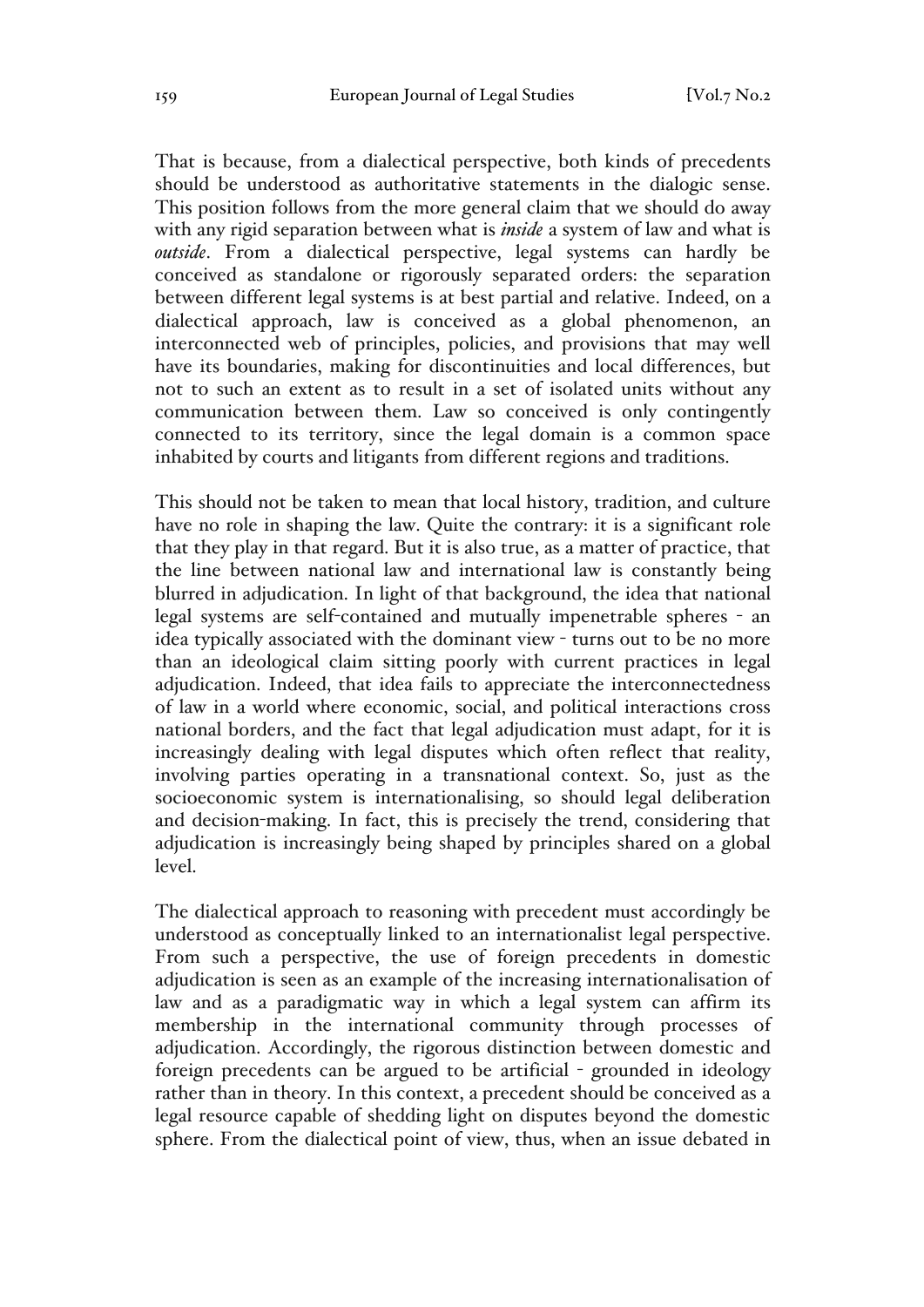That is because, from a dialectical perspective, both kinds of precedents should be understood as authoritative statements in the dialogic sense. This position follows from the more general claim that we should do away with any rigid separation between what is *inside* a system of law and what is *outside*. From a dialectical perspective, legal systems can hardly be conceived as standalone or rigorously separated orders: the separation between different legal systems is at best partial and relative. Indeed, on a dialectical approach, law is conceived as a global phenomenon, an interconnected web of principles, policies, and provisions that may well have its boundaries, making for discontinuities and local differences, but not to such an extent as to result in a set of isolated units without any communication between them. Law so conceived is only contingently connected to its territory, since the legal domain is a common space inhabited by courts and litigants from different regions and traditions.

This should not be taken to mean that local history, tradition, and culture have no role in shaping the law. Quite the contrary: it is a significant role that they play in that regard. But it is also true, as a matter of practice, that the line between national law and international law is constantly being blurred in adjudication. In light of that background, the idea that national legal systems are self-contained and mutually impenetrable spheres - an idea typically associated with the dominant view - turns out to be no more than an ideological claim sitting poorly with current practices in legal adjudication. Indeed, that idea fails to appreciate the interconnectedness of law in a world where economic, social, and political interactions cross national borders, and the fact that legal adjudication must adapt, for it is increasingly dealing with legal disputes which often reflect that reality, involving parties operating in a transnational context. So, just as the socioeconomic system is internationalising, so should legal deliberation and decision-making. In fact, this is precisely the trend, considering that adjudication is increasingly being shaped by principles shared on a global level.

The dialectical approach to reasoning with precedent must accordingly be understood as conceptually linked to an internationalist legal perspective. From such a perspective, the use of foreign precedents in domestic adjudication is seen as an example of the increasing internationalisation of law and as a paradigmatic way in which a legal system can affirm its membership in the international community through processes of adjudication. Accordingly, the rigorous distinction between domestic and foreign precedents can be argued to be artificial - grounded in ideology rather than in theory. In this context, a precedent should be conceived as a legal resource capable of shedding light on disputes beyond the domestic sphere. From the dialectical point of view, thus, when an issue debated in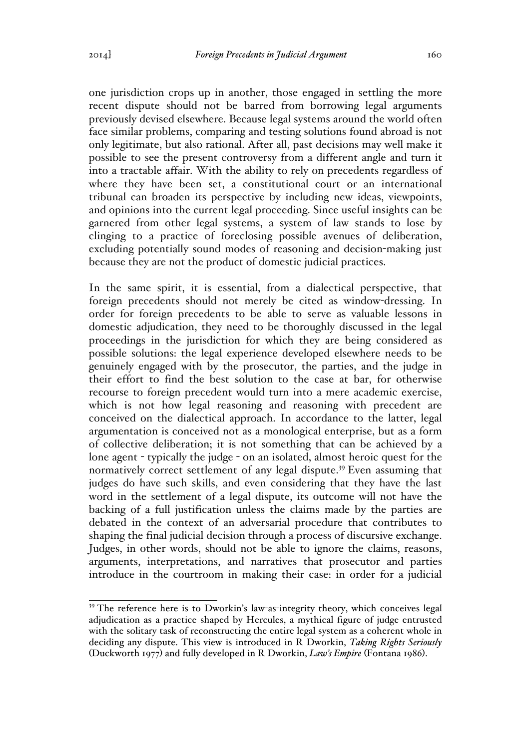one jurisdiction crops up in another, those engaged in settling the more recent dispute should not be barred from borrowing legal arguments previously devised elsewhere. Because legal systems around the world often face similar problems, comparing and testing solutions found abroad is not only legitimate, but also rational. After all, past decisions may well make it possible to see the present controversy from a different angle and turn it into a tractable affair. With the ability to rely on precedents regardless of where they have been set, a constitutional court or an international tribunal can broaden its perspective by including new ideas, viewpoints, and opinions into the current legal proceeding. Since useful insights can be garnered from other legal systems, a system of law stands to lose by clinging to a practice of foreclosing possible avenues of deliberation, excluding potentially sound modes of reasoning and decision-making just because they are not the product of domestic judicial practices.

In the same spirit, it is essential, from a dialectical perspective, that foreign precedents should not merely be cited as window-dressing. In order for foreign precedents to be able to serve as valuable lessons in domestic adjudication, they need to be thoroughly discussed in the legal proceedings in the jurisdiction for which they are being considered as possible solutions: the legal experience developed elsewhere needs to be genuinely engaged with by the prosecutor, the parties, and the judge in their effort to find the best solution to the case at bar, for otherwise recourse to foreign precedent would turn into a mere academic exercise, which is not how legal reasoning and reasoning with precedent are conceived on the dialectical approach. In accordance to the latter, legal argumentation is conceived not as a monological enterprise, but as a form of collective deliberation; it is not something that can be achieved by a lone agent - typically the judge - on an isolated, almost heroic quest for the normatively correct settlement of any legal dispute.[39] Even assuming that judges do have such skills, and even considering that they have the last word in the settlement of a legal dispute, its outcome will not have the backing of a full justification unless the claims made by the parties are debated in the context of an adversarial procedure that contributes to shaping the final judicial decision through a process of discursive exchange. Judges, in other words, should not be able to ignore the claims, reasons, arguments, interpretations, and narratives that prosecutor and parties introduce in the courtroom in making their case: in order for a judicial

[39] The reference here is to Dworkin's law-as-integrity theory, which conceives legal adjudication as a practice shaped by Hercules, a mythical figure of judge entrusted with the solitary task of reconstructing the entire legal system as a coherent whole in deciding any dispute. This view is introduced in R Dworkin, *Taking Rights Seriously* (Duckworth 1977) and fully developed in R Dworkin, *Law's Empire* (Fontana 1986).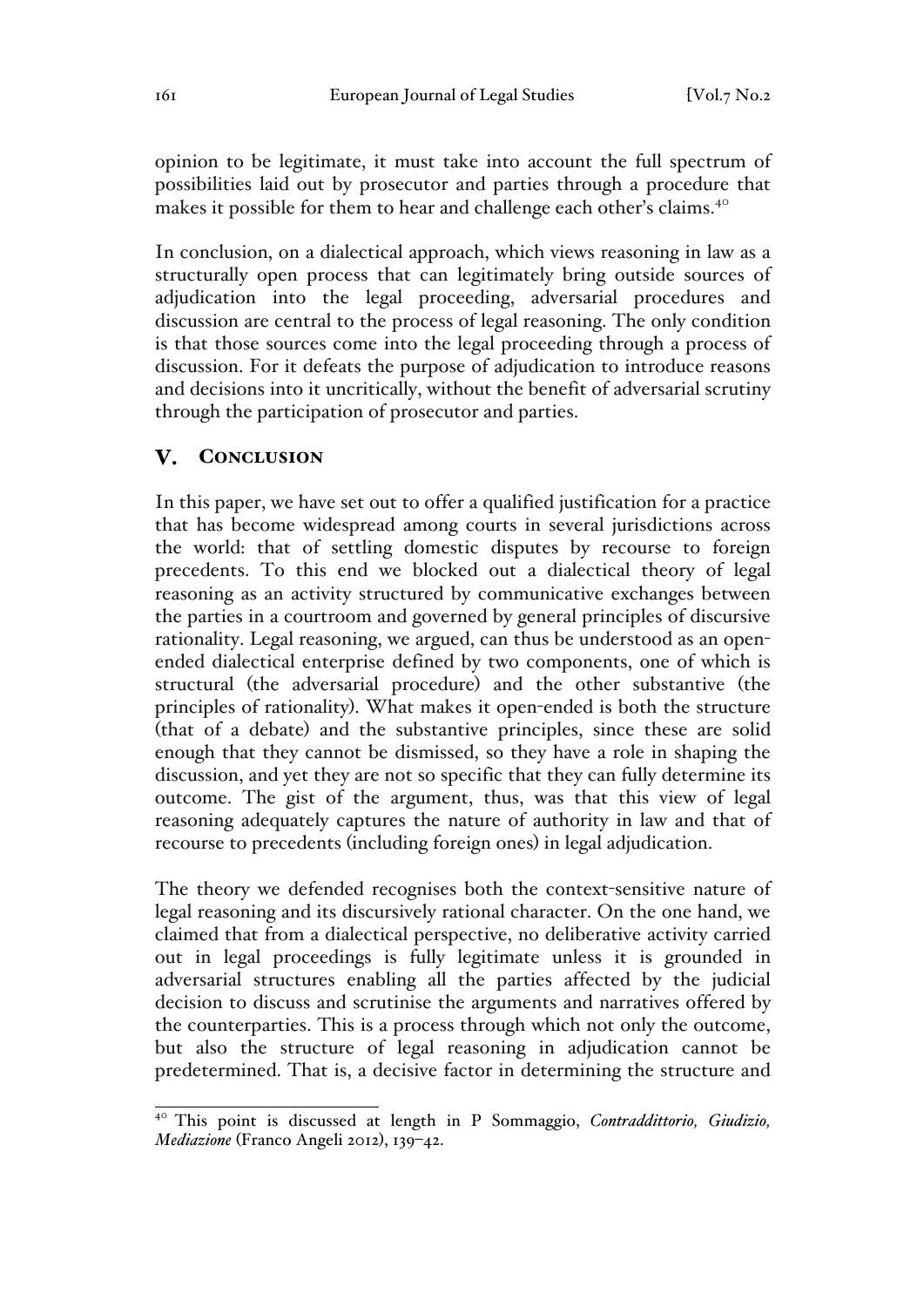opinion to be legitimate, it must take into account the full spectrum of possibilities laid out by prosecutor and parties through a procedure that makes it possible for them to hear and challenge each other's claims.[40]

In conclusion, on a dialectical approach, which views reasoning in law as a structurally open process that can legitimately bring outside sources of adjudication into the legal proceeding, adversarial procedures and discussion are central to the process of legal reasoning. The only condition is that those sources come into the legal proceeding through a process of discussion. For it defeats the purpose of adjudication to introduce reasons and decisions into it uncritically, without the benefit of adversarial scrutiny through the participation of prosecutor and parties.

## V. CONCLUSION

In this paper, we have set out to offer a qualified justification for a practice that has become widespread among courts in several jurisdictions across the world: that of settling domestic disputes by recourse to foreign precedents. To this end we blocked out a dialectical theory of legal reasoning as an activity structured by communicative exchanges between the parties in a courtroom and governed by general principles of discursive rationality. Legal reasoning, we argued, can thus be understood as an open-ended dialectical enterprise defined by two components, one of which is structural (the adversarial procedure) and the other substantive (the principles of rationality). What makes it open-ended is both the structure (that of a debate) and the substantive principles, since these are solid enough that they cannot be dismissed, so they have a role in shaping the discussion, and yet they are not so specific that they can fully determine its outcome. The gist of the argument, thus, was that this view of legal reasoning adequately captures the nature of authority in law and that of recourse to precedents (including foreign ones) in legal adjudication.

The theory we defended recognises both the context-sensitive nature of legal reasoning and its discursively rational character. On the one hand, we claimed that from a dialectical perspective, no deliberative activity carried out in legal proceedings is fully legitimate unless it is grounded in adversarial structures enabling all the parties affected by the judicial decision to discuss and scrutinise the arguments and narratives offered by the counterparties. This is a process through which not only the outcome, but also the structure of legal reasoning in adjudication cannot be predetermined. That is, a decisive factor in determining the structure and

---

[40] This point is discussed at length in P Sommaggio, *Contraddittorio, Giudizio, Mediazione* (Franco Angeli 2012), 139–42.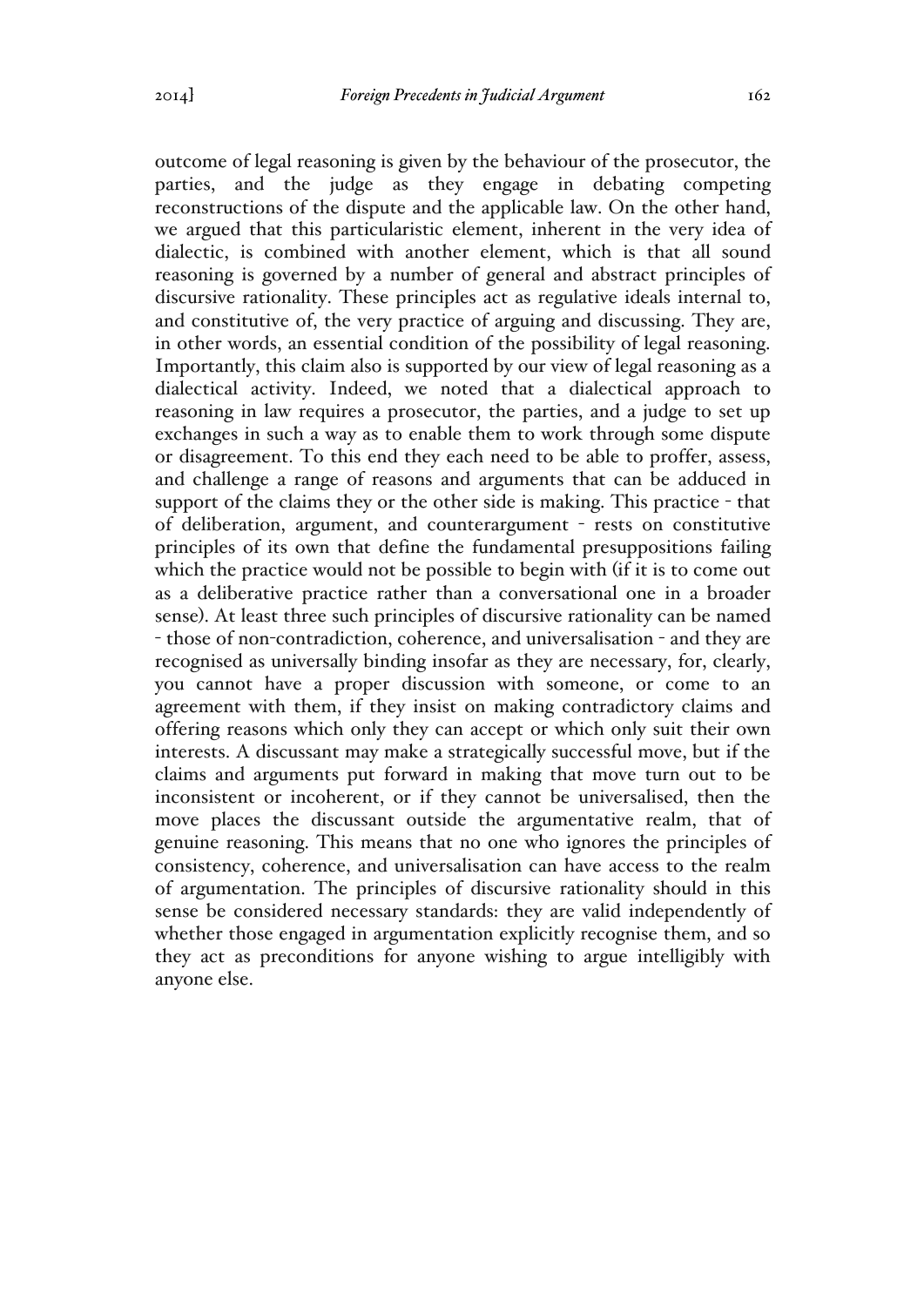outcome of legal reasoning is given by the behaviour of the prosecutor, the parties, and the judge as they engage in debating competing reconstructions of the dispute and the applicable law. On the other hand, we argued that this particularistic element, inherent in the very idea of dialectic, is combined with another element, which is that all sound reasoning is governed by a number of general and abstract principles of discursive rationality. These principles act as regulative ideals internal to, and constitutive of, the very practice of arguing and discussing. They are, in other words, an essential condition of the possibility of legal reasoning. Importantly, this claim also is supported by our view of legal reasoning as a dialectical activity. Indeed, we noted that a dialectical approach to reasoning in law requires a prosecutor, the parties, and a judge to set up exchanges in such a way as to enable them to work through some dispute or disagreement. To this end they each need to be able to proffer, assess, and challenge a range of reasons and arguments that can be adduced in support of the claims they or the other side is making. This practice - that of deliberation, argument, and counterargument - rests on constitutive principles of its own that define the fundamental presuppositions failing which the practice would not be possible to begin with (if it is to come out as a deliberative practice rather than a conversational one in a broader sense). At least three such principles of discursive rationality can be named - those of non-contradiction, coherence, and universalisation - and they are recognised as universally binding insofar as they are necessary, for, clearly, you cannot have a proper discussion with someone, or come to an agreement with them, if they insist on making contradictory claims and offering reasons which only they can accept or which only suit their own interests. A discussant may make a strategically successful move, but if the claims and arguments put forward in making that move turn out to be inconsistent or incoherent, or if they cannot be universalised, then the move places the discussant outside the argumentative realm, that of genuine reasoning. This means that no one who ignores the principles of consistency, coherence, and universalisation can have access to the realm of argumentation. The principles of discursive rationality should in this sense be considered necessary standards: they are valid independently of whether those engaged in argumentation explicitly recognise them, and so they act as preconditions for anyone wishing to argue intelligibly with anyone else.